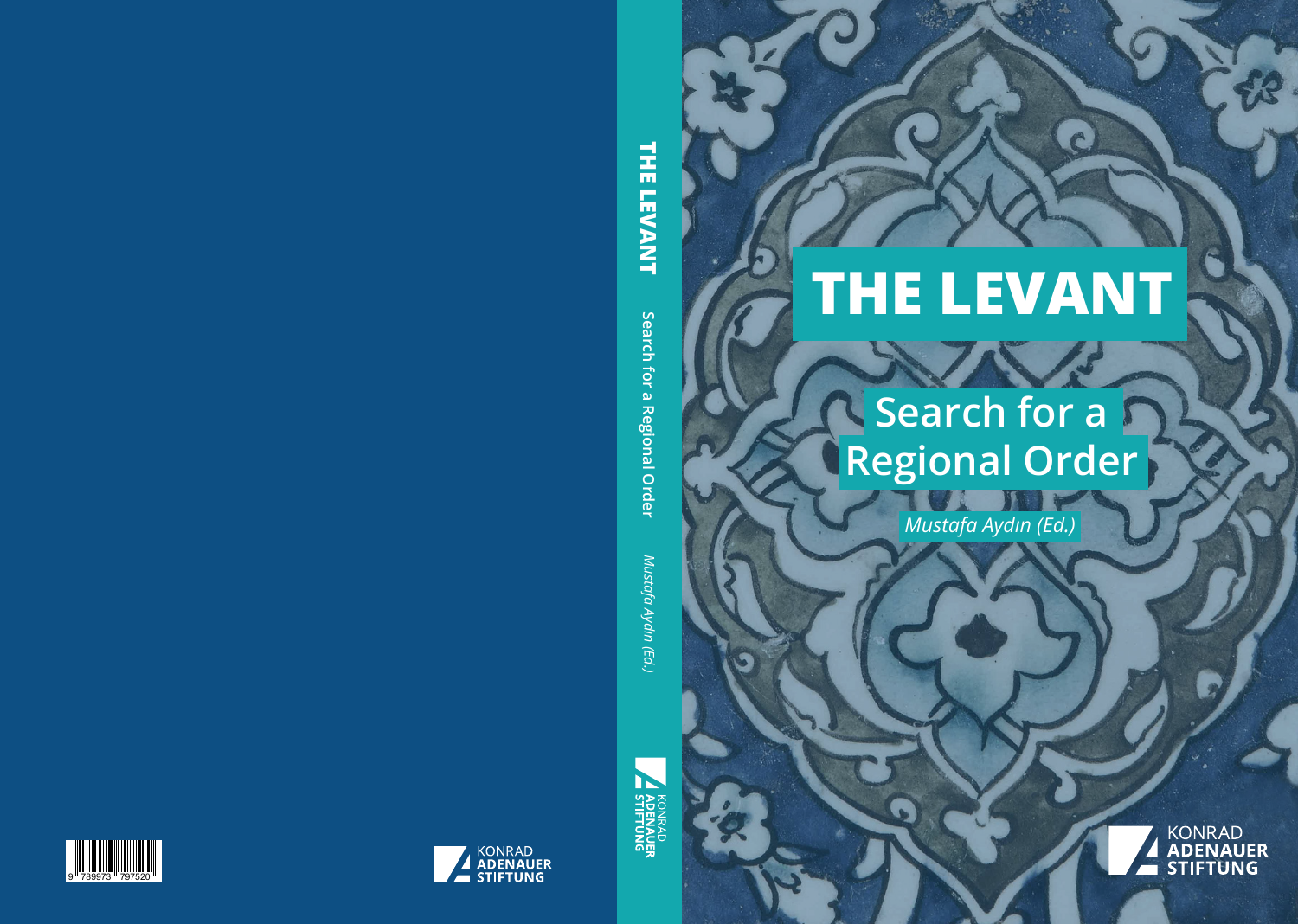# THE LEVANT

## Search for a Regional Order

*Mustafa Aydın (Ed.)*

KONRAD
**ADENAUER**
**STIFTUNG**

**THE LEVANT** Search for a Regional Order *Mustafa Aydın (Ed.)*

KONRAD
**ADENAUER**
**STIFTUNG**

9 789973 797520

KONRAD
**ADENAUER**
**STIFTUNG**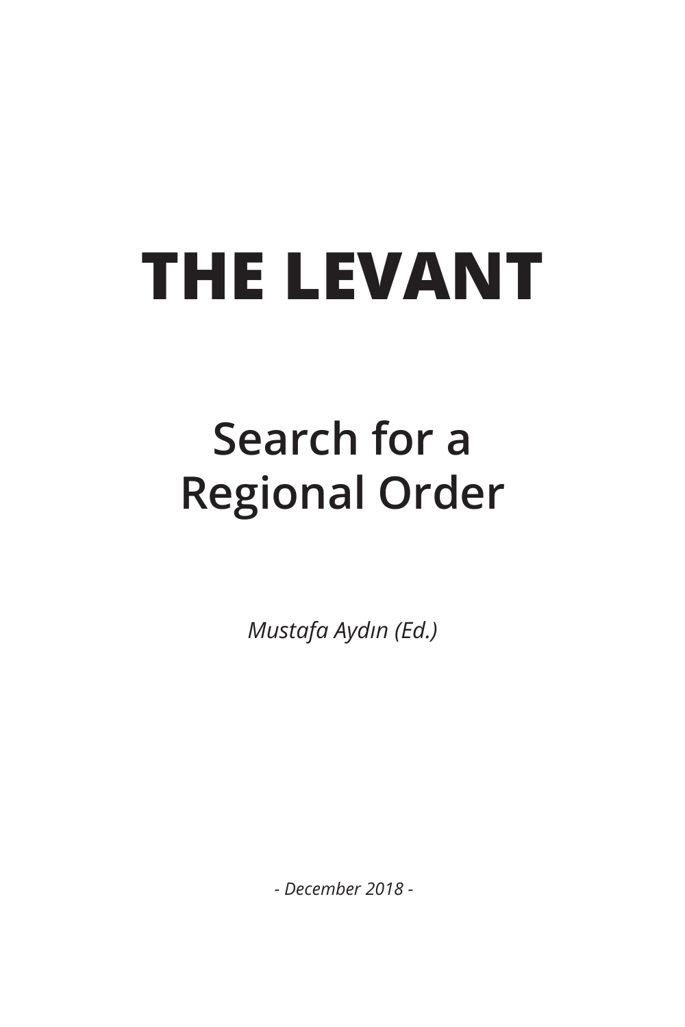# THE LEVANT

## Search for a Regional Order

*Mustafa Aydın (Ed.)*

*- December 2018 -*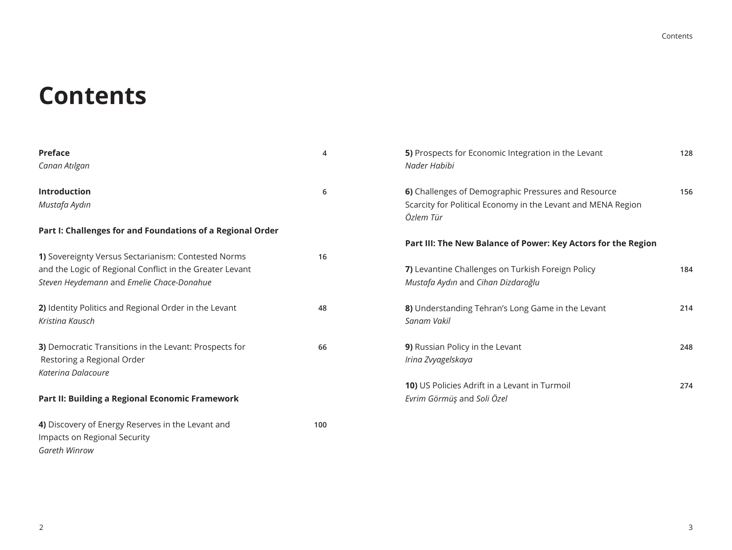# Contents

**Preface** **4**
*Canan Atılgan*

**Introduction** **6**
*Mustafa Aydın*

**Part I: Challenges for and Foundations of a Regional Order**

**1)** Sovereignty Versus Sectarianism: Contested Norms and the Logic of Regional Conflict in the Greater Levant **16**
*Steven Heydemann* and *Emelie Chace-Donahue*

**2)** Identity Politics and Regional Order in the Levant **48**
*Kristina Kausch*

**3)** Democratic Transitions in the Levant: Prospects for Restoring a Regional Order **66**
*Katerina Dalacoure*

**Part II: Building a Regional Economic Framework**

**4)** Discovery of Energy Reserves in the Levant and Impacts on Regional Security **100**
*Gareth Winrow*

**5)** Prospects for Economic Integration in the Levant **128**
*Nader Habibi*

**6)** Challenges of Demographic Pressures and Resource Scarcity for Political Economy in the Levant and MENA Region **156**
*Özlem Tür*

**Part III: The New Balance of Power: Key Actors for the Region**

**7)** Levantine Challenges on Turkish Foreign Policy **184**
*Mustafa Aydın* and *Cihan Dizdaroğlu*

**8)** Understanding Tehran's Long Game in the Levant **214**
*Sanam Vakil*

**9)** Russian Policy in the Levant **248**
*Irina Zvyagelskaya*

**10)** US Policies Adrift in a Levant in Turmoil **274**
*Evrim Görmüş* and *Soli Özel*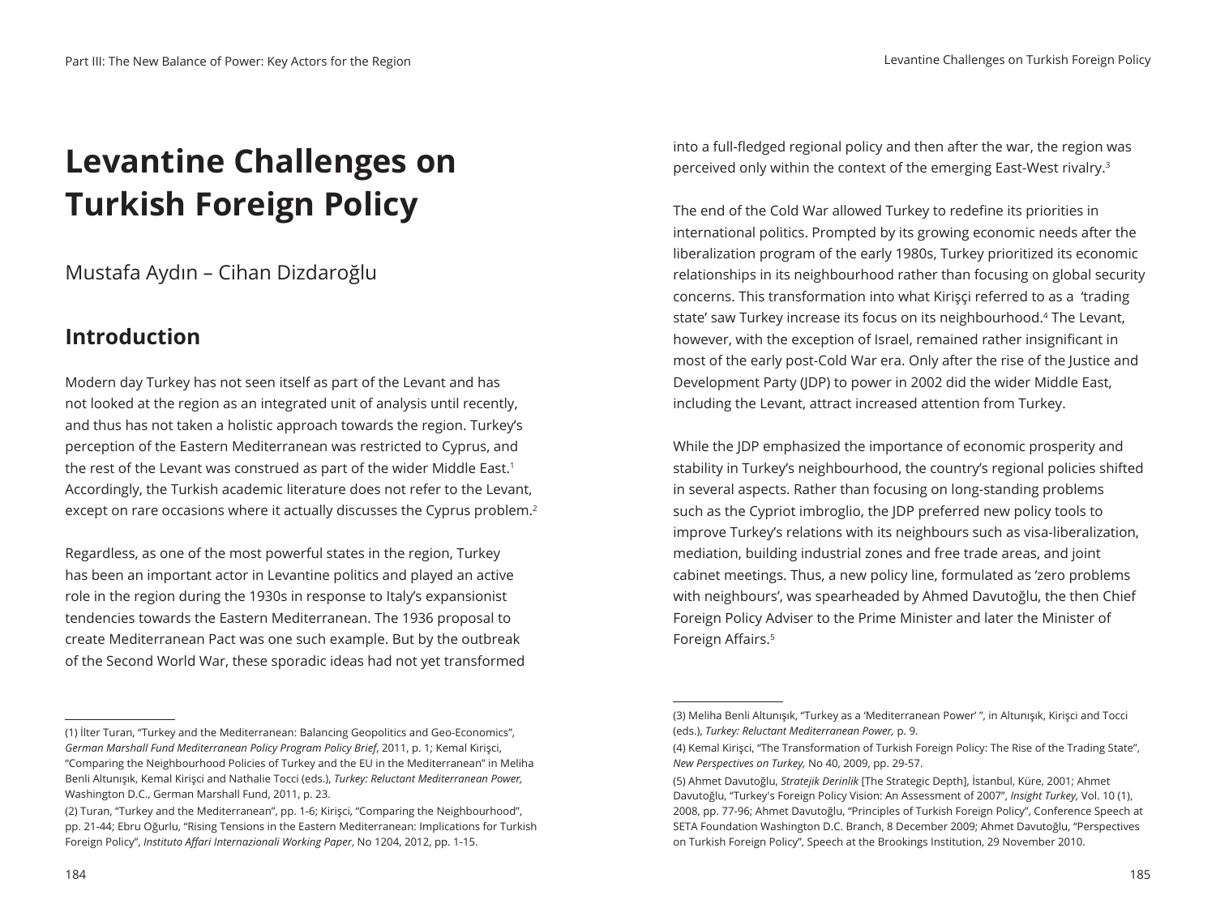# Levantine Challenges on Turkish Foreign Policy

Mustafa Aydın – Cihan Dizdaroğlu

## Introduction

Modern day Turkey has not seen itself as part of the Levant and has not looked at the region as an integrated unit of analysis until recently, and thus has not taken a holistic approach towards the region. Turkey's perception of the Eastern Mediterranean was restricted to Cyprus, and the rest of the Levant was construed as part of the wider Middle East.[1] Accordingly, the Turkish academic literature does not refer to the Levant, except on rare occasions where it actually discusses the Cyprus problem.[2]

Regardless, as one of the most powerful states in the region, Turkey has been an important actor in Levantine politics and played an active role in the region during the 1930s in response to Italy's expansionist tendencies towards the Eastern Mediterranean. The 1936 proposal to create Mediterranean Pact was one such example. But by the outbreak of the Second World War, these sporadic ideas had not yet transformed into a full-fledged regional policy and then after the war, the region was perceived only within the context of the emerging East-West rivalry.[3]

The end of the Cold War allowed Turkey to redefine its priorities in international politics. Prompted by its growing economic needs after the liberalization program of the early 1980s, Turkey prioritized its economic relationships in its neighbourhood rather than focusing on global security concerns. This transformation into what Kirişçi referred to as a 'trading state' saw Turkey increase its focus on its neighbourhood.[4] The Levant, however, with the exception of Israel, remained rather insignificant in most of the early post-Cold War era. Only after the rise of the Justice and Development Party (JDP) to power in 2002 did the wider Middle East, including the Levant, attract increased attention from Turkey.

While the JDP emphasized the importance of economic prosperity and stability in Turkey's neighbourhood, the country's regional policies shifted in several aspects. Rather than focusing on long-standing problems such as the Cypriot imbroglio, the JDP preferred new policy tools to improve Turkey's relations with its neighbours such as visa-liberalization, mediation, building industrial zones and free trade areas, and joint cabinet meetings. Thus, a new policy line, formulated as 'zero problems with neighbours', was spearheaded by Ahmed Davutoğlu, the then Chief Foreign Policy Adviser to the Prime Minister and later the Minister of Foreign Affairs.[5]

---

(1) İlter Turan, "Turkey and the Mediterranean: Balancing Geopolitics and Geo-Economics", *German Marshall Fund Mediterranean Policy Program Policy Brief*, 2011, p. 1; Kemal Kirişci, "Comparing the Neighbourhood Policies of Turkey and the EU in the Mediterranean" in Meliha Benli Altunışık, Kemal Kirişci and Nathalie Tocci (eds.), *Turkey: Reluctant Mediterranean Power*, Washington D.C., German Marshall Fund, 2011, p. 23.

(2) Turan, "Turkey and the Mediterranean", pp. 1-6; Kirişci, "Comparing the Neighbourhood", pp. 21-44; Ebru Oğurlu, "Rising Tensions in the Eastern Mediterranean: Implications for Turkish Foreign Policy", *Instituto Affari Internazionali Working Paper*, No 1204, 2012, pp. 1-15.

(3) Meliha Benli Altunışık, "Turkey as a 'Mediterranean Power' ", in Altunışık, Kirişci and Tocci (eds.), *Turkey: Reluctant Mediterranean Power,* p. 9.

(4) Kemal Kirişci, "The Transformation of Turkish Foreign Policy: The Rise of the Trading State", *New Perspectives on Turkey,* No 40, 2009, pp. 29-57.

(5) Ahmet Davutoğlu, *Stratejik Derinlik* [The Strategic Depth], İstanbul, Küre, 2001; Ahmet Davutoğlu, "Turkey's Foreign Policy Vision: An Assessment of 2007", *Insight Turkey,* Vol. 10 (1), 2008, pp. 77-96; Ahmet Davutoğlu, "Principles of Turkish Foreign Policy", Conference Speech at SETA Foundation Washington D.C. Branch, 8 December 2009; Ahmet Davutoğlu, "Perspectives on Turkish Foreign Policy", Speech at the Brookings Institution, 29 November 2010.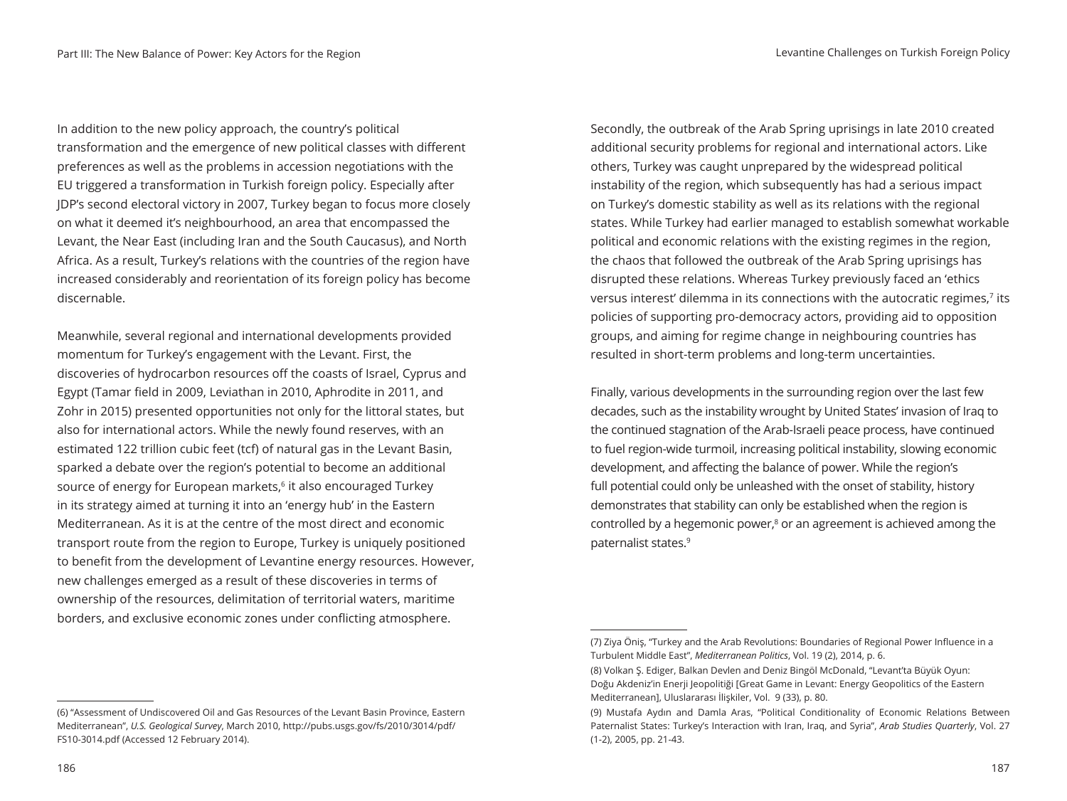In addition to the new policy approach, the country's political transformation and the emergence of new political classes with different preferences as well as the problems in accession negotiations with the EU triggered a transformation in Turkish foreign policy. Especially after JDP's second electoral victory in 2007, Turkey began to focus more closely on what it deemed it's neighbourhood, an area that encompassed the Levant, the Near East (including Iran and the South Caucasus), and North Africa. As a result, Turkey's relations with the countries of the region have increased considerably and reorientation of its foreign policy has become discernable.

Meanwhile, several regional and international developments provided momentum for Turkey's engagement with the Levant. First, the discoveries of hydrocarbon resources off the coasts of Israel, Cyprus and Egypt (Tamar field in 2009, Leviathan in 2010, Aphrodite in 2011, and Zohr in 2015) presented opportunities not only for the littoral states, but also for international actors. While the newly found reserves, with an estimated 122 trillion cubic feet (tcf) of natural gas in the Levant Basin, sparked a debate over the region's potential to become an additional source of energy for European markets,[6] it also encouraged Turkey in its strategy aimed at turning it into an 'energy hub' in the Eastern Mediterranean. As it is at the centre of the most direct and economic transport route from the region to Europe, Turkey is uniquely positioned to benefit from the development of Levantine energy resources. However, new challenges emerged as a result of these discoveries in terms of ownership of the resources, delimitation of territorial waters, maritime borders, and exclusive economic zones under conflicting atmosphere.

(6) "Assessment of Undiscovered Oil and Gas Resources of the Levant Basin Province, Eastern Mediterranean", *U.S. Geological Survey*, March 2010, http://pubs.usgs.gov/fs/2010/3014/pdf/FS10-3014.pdf (Accessed 12 February 2014).

Secondly, the outbreak of the Arab Spring uprisings in late 2010 created additional security problems for regional and international actors. Like others, Turkey was caught unprepared by the widespread political instability of the region, which subsequently has had a serious impact on Turkey's domestic stability as well as its relations with the regional states. While Turkey had earlier managed to establish somewhat workable political and economic relations with the existing regimes in the region, the chaos that followed the outbreak of the Arab Spring uprisings has disrupted these relations. Whereas Turkey previously faced an 'ethics versus interest' dilemma in its connections with the autocratic regimes,[7] its policies of supporting pro-democracy actors, providing aid to opposition groups, and aiming for regime change in neighbouring countries has resulted in short-term problems and long-term uncertainties.

Finally, various developments in the surrounding region over the last few decades, such as the instability wrought by United States' invasion of Iraq to the continued stagnation of the Arab-Israeli peace process, have continued to fuel region-wide turmoil, increasing political instability, slowing economic development, and affecting the balance of power. While the region's full potential could only be unleashed with the onset of stability, history demonstrates that stability can only be established when the region is controlled by a hegemonic power,[8] or an agreement is achieved among the paternalist states.[9]

(7) Ziya Öniş, "Turkey and the Arab Revolutions: Boundaries of Regional Power Influence in a Turbulent Middle East", *Mediterranean Politics*, Vol. 19 (2), 2014, p. 6.

(8) Volkan Ş. Ediger, Balkan Devlen and Deniz Bingöl McDonald, "Levant'ta Büyük Oyun: Doğu Akdeniz'in Enerji Jeopolitiği [Great Game in Levant: Energy Geopolitics of the Eastern Mediterranean], Uluslararası İlişkiler, Vol. 9 (33), p. 80.

(9) Mustafa Aydın and Damla Aras, "Political Conditionality of Economic Relations Between Paternalist States: Turkey's Interaction with Iran, Iraq, and Syria", *Arab Studies Quarterly*, Vol. 27 (1-2), 2005, pp. 21-43.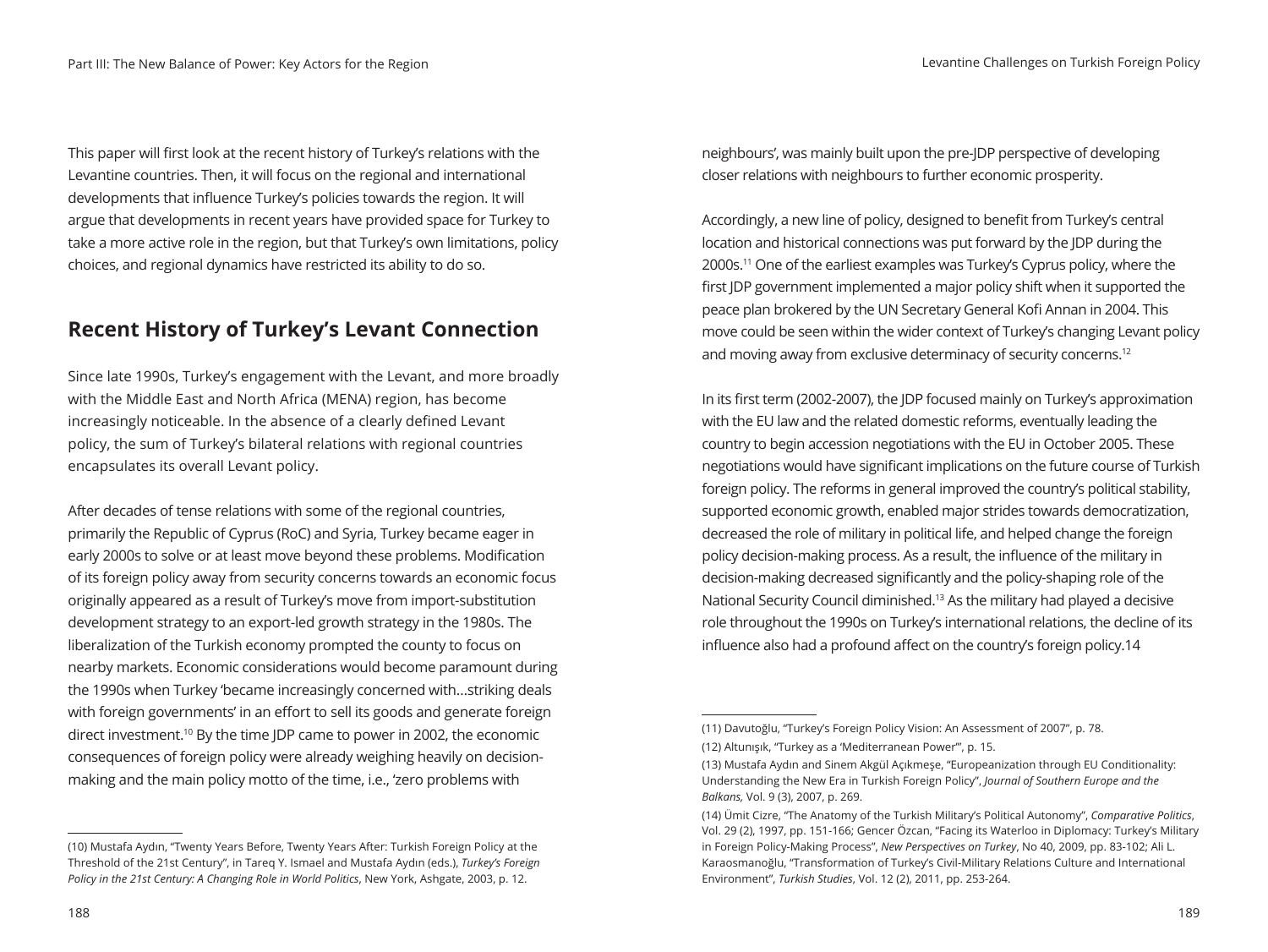This paper will first look at the recent history of Turkey's relations with the Levantine countries. Then, it will focus on the regional and international developments that influence Turkey's policies towards the region. It will argue that developments in recent years have provided space for Turkey to take a more active role in the region, but that Turkey's own limitations, policy choices, and regional dynamics have restricted its ability to do so.

## Recent History of Turkey's Levant Connection

Since late 1990s, Turkey's engagement with the Levant, and more broadly with the Middle East and North Africa (MENA) region, has become increasingly noticeable. In the absence of a clearly defined Levant policy, the sum of Turkey's bilateral relations with regional countries encapsulates its overall Levant policy.

After decades of tense relations with some of the regional countries, primarily the Republic of Cyprus (RoC) and Syria, Turkey became eager in early 2000s to solve or at least move beyond these problems. Modification of its foreign policy away from security concerns towards an economic focus originally appeared as a result of Turkey's move from import-substitution development strategy to an export-led growth strategy in the 1980s. The liberalization of the Turkish economy prompted the county to focus on nearby markets. Economic considerations would become paramount during the 1990s when Turkey 'became increasingly concerned with…striking deals with foreign governments' in an effort to sell its goods and generate foreign direct investment.[10] By the time JDP came to power in 2002, the economic consequences of foreign policy were already weighing heavily on decision-making and the main policy motto of the time, i.e., 'zero problems with neighbours', was mainly built upon the pre-JDP perspective of developing closer relations with neighbours to further economic prosperity.

Accordingly, a new line of policy, designed to benefit from Turkey's central location and historical connections was put forward by the JDP during the 2000s.[11] One of the earliest examples was Turkey's Cyprus policy, where the first JDP government implemented a major policy shift when it supported the peace plan brokered by the UN Secretary General Kofi Annan in 2004. This move could be seen within the wider context of Turkey's changing Levant policy and moving away from exclusive determinacy of security concerns.[12]

In its first term (2002-2007), the JDP focused mainly on Turkey's approximation with the EU law and the related domestic reforms, eventually leading the country to begin accession negotiations with the EU in October 2005. These negotiations would have significant implications on the future course of Turkish foreign policy. The reforms in general improved the country's political stability, supported economic growth, enabled major strides towards democratization, decreased the role of military in political life, and helped change the foreign policy decision-making process. As a result, the influence of the military in decision-making decreased significantly and the policy-shaping role of the National Security Council diminished.[13] As the military had played a decisive role throughout the 1990s on Turkey's international relations, the decline of its influence also had a profound affect on the country's foreign policy.14

(10) Mustafa Aydın, "Twenty Years Before, Twenty Years After: Turkish Foreign Policy at the Threshold of the 21st Century", in Tareq Y. Ismael and Mustafa Aydın (eds.), *Turkey's Foreign Policy in the 21st Century: A Changing Role in World Politics*, New York, Ashgate, 2003, p. 12.

(11) Davutoğlu, "Turkey's Foreign Policy Vision: An Assessment of 2007", p. 78.

(12) Altunışık, "Turkey as a 'Mediterranean Power'", p. 15.

(13) Mustafa Aydın and Sinem Akgül Açıkmeşe, "Europeanization through EU Conditionality: Understanding the New Era in Turkish Foreign Policy", *Journal of Southern Europe and the Balkans,* Vol. 9 (3), 2007, p. 269.

(14) Ümit Cizre, "The Anatomy of the Turkish Military's Political Autonomy", *Comparative Politics*, Vol. 29 (2), 1997, pp. 151-166; Gencer Özcan, "Facing its Waterloo in Diplomacy: Turkey's Military in Foreign Policy-Making Process", *New Perspectives on Turkey*, No 40, 2009, pp. 83-102; Ali L. Karaosmanoğlu, "Transformation of Turkey's Civil-Military Relations Culture and International Environment", *Turkish Studies*, Vol. 12 (2), 2011, pp. 253-264.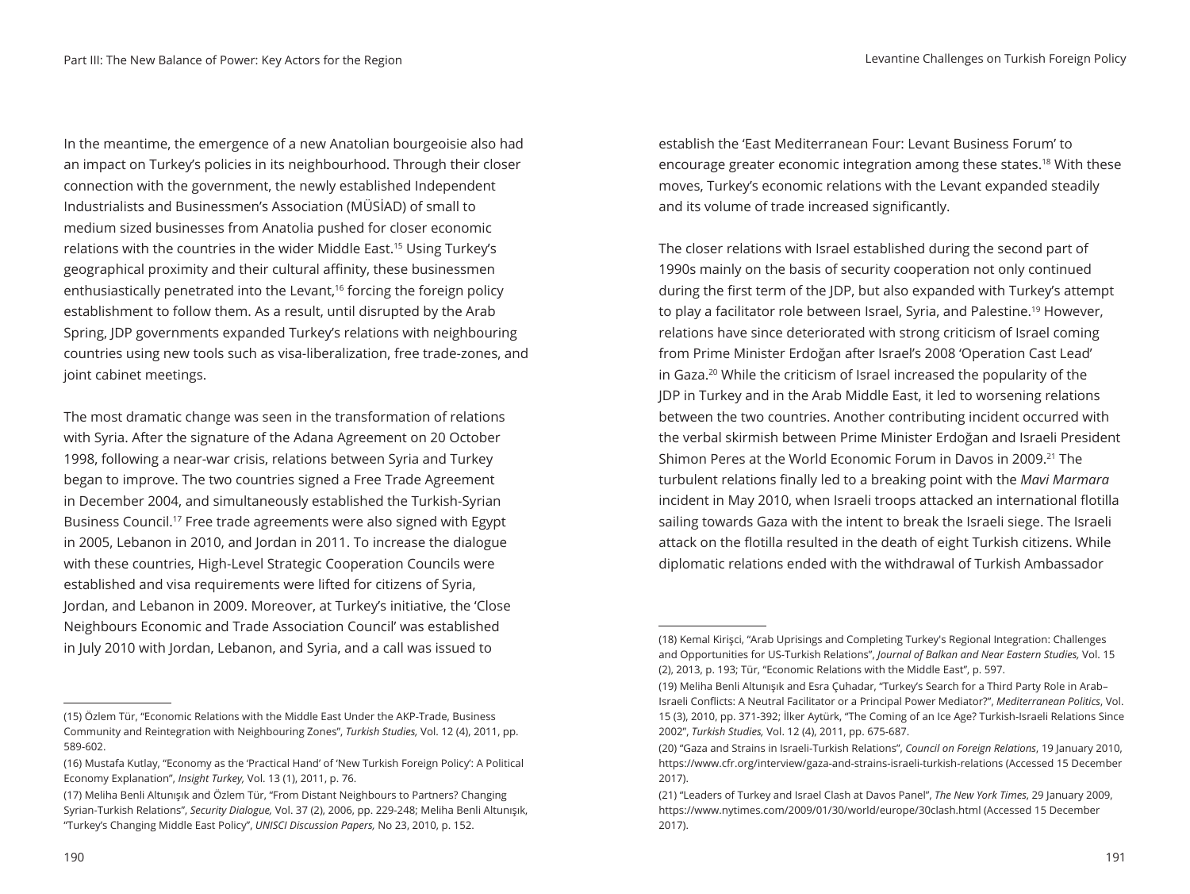In the meantime, the emergence of a new Anatolian bourgeoisie also had an impact on Turkey's policies in its neighbourhood. Through their closer connection with the government, the newly established Independent Industrialists and Businessmen's Association (MÜSİAD) of small to medium sized businesses from Anatolia pushed for closer economic relations with the countries in the wider Middle East.[15] Using Turkey's geographical proximity and their cultural affinity, these businessmen enthusiastically penetrated into the Levant,[16] forcing the foreign policy establishment to follow them. As a result, until disrupted by the Arab Spring, JDP governments expanded Turkey's relations with neighbouring countries using new tools such as visa-liberalization, free trade-zones, and joint cabinet meetings.

The most dramatic change was seen in the transformation of relations with Syria. After the signature of the Adana Agreement on 20 October 1998, following a near-war crisis, relations between Syria and Turkey began to improve. The two countries signed a Free Trade Agreement in December 2004, and simultaneously established the Turkish-Syrian Business Council.[17] Free trade agreements were also signed with Egypt in 2005, Lebanon in 2010, and Jordan in 2011. To increase the dialogue with these countries, High-Level Strategic Cooperation Councils were established and visa requirements were lifted for citizens of Syria, Jordan, and Lebanon in 2009. Moreover, at Turkey's initiative, the 'Close Neighbours Economic and Trade Association Council' was established in July 2010 with Jordan, Lebanon, and Syria, and a call was issued to establish the 'East Mediterranean Four: Levant Business Forum' to encourage greater economic integration among these states.[18] With these moves, Turkey's economic relations with the Levant expanded steadily and its volume of trade increased significantly.

The closer relations with Israel established during the second part of 1990s mainly on the basis of security cooperation not only continued during the first term of the JDP, but also expanded with Turkey's attempt to play a facilitator role between Israel, Syria, and Palestine.[19] However, relations have since deteriorated with strong criticism of Israel coming from Prime Minister Erdoğan after Israel's 2008 'Operation Cast Lead' in Gaza.[20] While the criticism of Israel increased the popularity of the JDP in Turkey and in the Arab Middle East, it led to worsening relations between the two countries. Another contributing incident occurred with the verbal skirmish between Prime Minister Erdoğan and Israeli President Shimon Peres at the World Economic Forum in Davos in 2009.[21] The turbulent relations finally led to a breaking point with the *Mavi Marmara* incident in May 2010, when Israeli troops attacked an international flotilla sailing towards Gaza with the intent to break the Israeli siege. The Israeli attack on the flotilla resulted in the death of eight Turkish citizens. While diplomatic relations ended with the withdrawal of Turkish Ambassador

---

(15) Özlem Tür, "Economic Relations with the Middle East Under the AKP-Trade, Business Community and Reintegration with Neighbouring Zones", *Turkish Studies,* Vol. 12 (4), 2011, pp. 589-602.

(16) Mustafa Kutlay, "Economy as the 'Practical Hand' of 'New Turkish Foreign Policy': A Political Economy Explanation", *Insight Turkey,* Vol. 13 (1), 2011, p. 76.

(17) Meliha Benli Altunışık and Özlem Tür, "From Distant Neighbours to Partners? Changing Syrian-Turkish Relations", *Security Dialogue,* Vol. 37 (2), 2006, pp. 229-248; Meliha Benli Altunışık, "Turkey's Changing Middle East Policy", *UNISCI Discussion Papers,* No 23, 2010, p. 152.

(18) Kemal Kirişci, "Arab Uprisings and Completing Turkey's Regional Integration: Challenges and Opportunities for US-Turkish Relations", *Journal of Balkan and Near Eastern Studies,* Vol. 15 (2), 2013, p. 193; Tür, "Economic Relations with the Middle East", p. 597.

(19) Meliha Benli Altunışık and Esra Çuhadar, "Turkey's Search for a Third Party Role in Arab–Israeli Conflicts: A Neutral Facilitator or a Principal Power Mediator?", *Mediterranean Politics*, Vol. 15 (3), 2010, pp. 371-392; İlker Aytürk, "The Coming of an Ice Age? Turkish-Israeli Relations Since 2002", *Turkish Studies,* Vol. 12 (4), 2011, pp. 675-687.

(20) "Gaza and Strains in Israeli-Turkish Relations", *Council on Foreign Relations*, 19 January 2010, https://www.cfr.org/interview/gaza-and-strains-israeli-turkish-relations (Accessed 15 December 2017).

(21) "Leaders of Turkey and Israel Clash at Davos Panel", *The New York Times*, 29 January 2009, https://www.nytimes.com/2009/01/30/world/europe/30clash.html (Accessed 15 December 2017).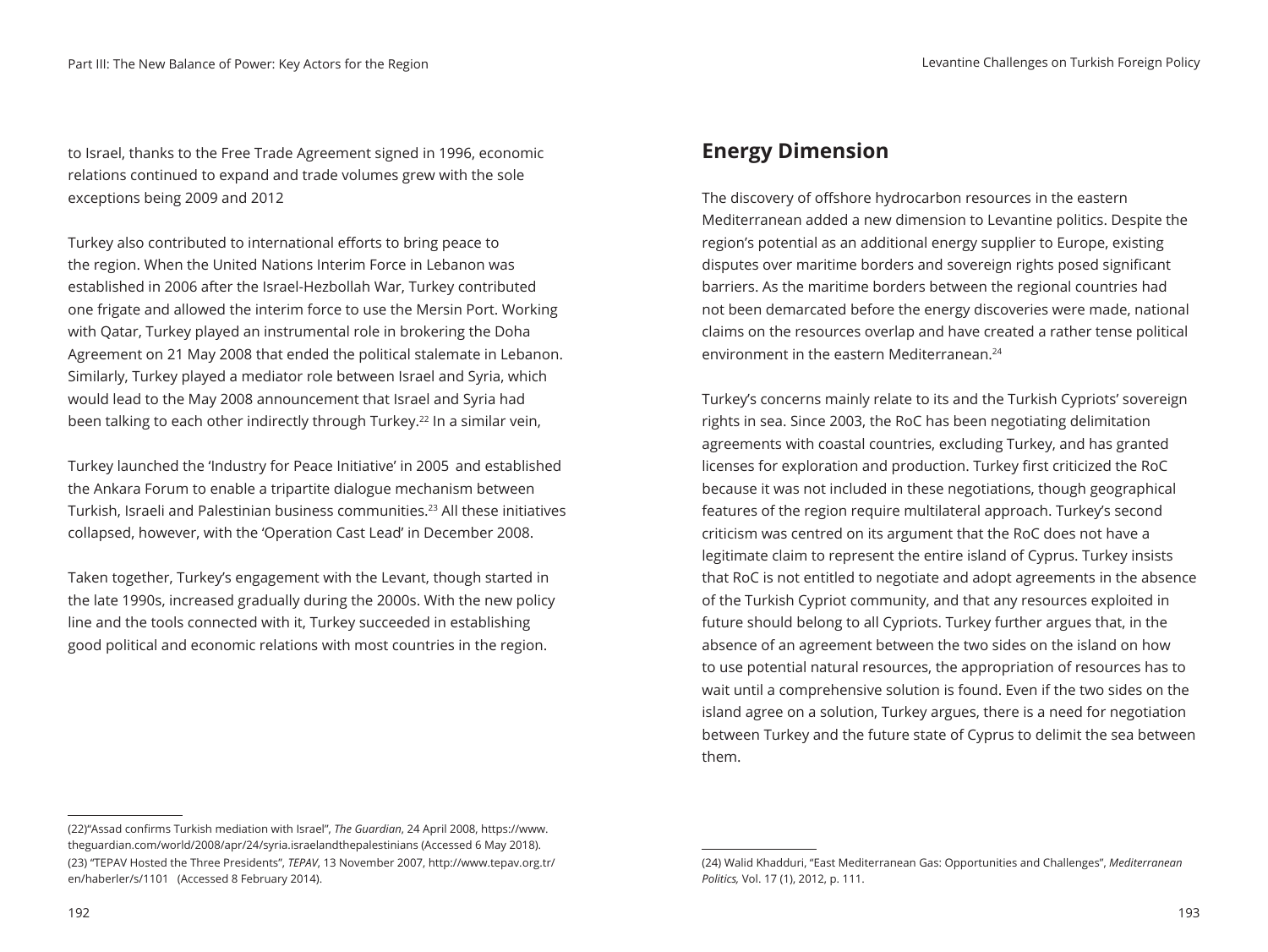to Israel, thanks to the Free Trade Agreement signed in 1996, economic relations continued to expand and trade volumes grew with the sole exceptions being 2009 and 2012

Turkey also contributed to international efforts to bring peace to the region. When the United Nations Interim Force in Lebanon was established in 2006 after the Israel-Hezbollah War, Turkey contributed one frigate and allowed the interim force to use the Mersin Port. Working with Qatar, Turkey played an instrumental role in brokering the Doha Agreement on 21 May 2008 that ended the political stalemate in Lebanon. Similarly, Turkey played a mediator role between Israel and Syria, which would lead to the May 2008 announcement that Israel and Syria had been talking to each other indirectly through Turkey.[22] In a similar vein,

Turkey launched the 'Industry for Peace Initiative' in 2005 and established the Ankara Forum to enable a tripartite dialogue mechanism between Turkish, Israeli and Palestinian business communities.[23] All these initiatives collapsed, however, with the 'Operation Cast Lead' in December 2008.

Taken together, Turkey's engagement with the Levant, though started in the late 1990s, increased gradually during the 2000s. With the new policy line and the tools connected with it, Turkey succeeded in establishing good political and economic relations with most countries in the region.

(22)"Assad confirms Turkish mediation with Israel", *The Guardian*, 24 April 2008, https://www.theguardian.com/world/2008/apr/24/syria.israelandthepalestinians (Accessed 6 May 2018).

(23) "TEPAV Hosted the Three Presidents", *TEPAV*, 13 November 2007, http://www.tepav.org.tr/en/haberler/s/1101 (Accessed 8 February 2014).

## Energy Dimension

The discovery of offshore hydrocarbon resources in the eastern Mediterranean added a new dimension to Levantine politics. Despite the region's potential as an additional energy supplier to Europe, existing disputes over maritime borders and sovereign rights posed significant barriers. As the maritime borders between the regional countries had not been demarcated before the energy discoveries were made, national claims on the resources overlap and have created a rather tense political environment in the eastern Mediterranean.[24]

Turkey's concerns mainly relate to its and the Turkish Cypriots' sovereign rights in sea. Since 2003, the RoC has been negotiating delimitation agreements with coastal countries, excluding Turkey, and has granted licenses for exploration and production. Turkey first criticized the RoC because it was not included in these negotiations, though geographical features of the region require multilateral approach. Turkey's second criticism was centred on its argument that the RoC does not have a legitimate claim to represent the entire island of Cyprus. Turkey insists that RoC is not entitled to negotiate and adopt agreements in the absence of the Turkish Cypriot community, and that any resources exploited in future should belong to all Cypriots. Turkey further argues that, in the absence of an agreement between the two sides on the island on how to use potential natural resources, the appropriation of resources has to wait until a comprehensive solution is found. Even if the two sides on the island agree on a solution, Turkey argues, there is a need for negotiation between Turkey and the future state of Cyprus to delimit the sea between them.

(24) Walid Khadduri, "East Mediterranean Gas: Opportunities and Challenges", *Mediterranean Politics,* Vol. 17 (1), 2012, p. 111.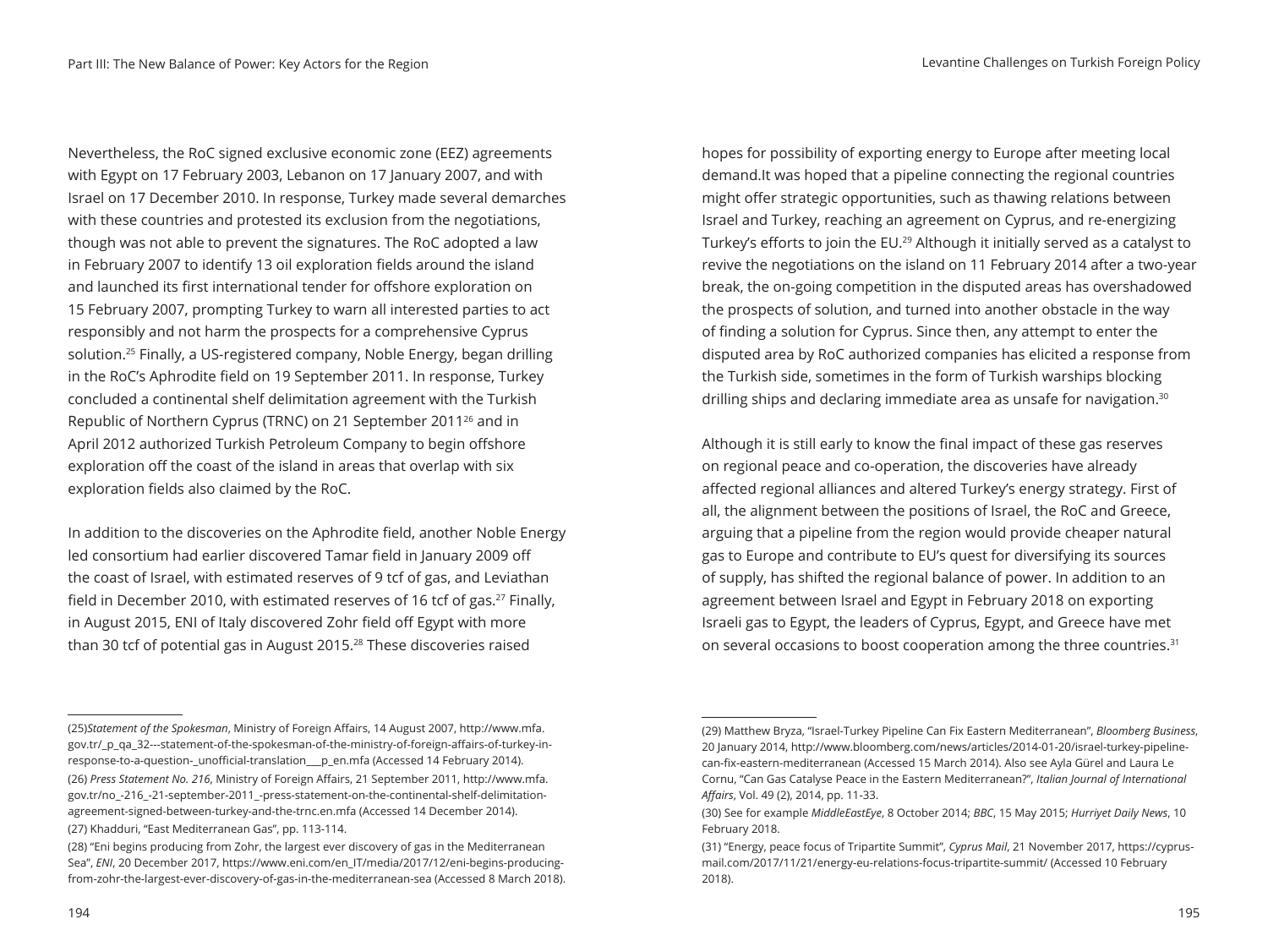Nevertheless, the RoC signed exclusive economic zone (EEZ) agreements with Egypt on 17 February 2003, Lebanon on 17 January 2007, and with Israel on 17 December 2010. In response, Turkey made several demarches with these countries and protested its exclusion from the negotiations, though was not able to prevent the signatures. The RoC adopted a law in February 2007 to identify 13 oil exploration fields around the island and launched its first international tender for offshore exploration on 15 February 2007, prompting Turkey to warn all interested parties to act responsibly and not harm the prospects for a comprehensive Cyprus solution.[25] Finally, a US-registered company, Noble Energy, began drilling in the RoC's Aphrodite field on 19 September 2011. In response, Turkey concluded a continental shelf delimitation agreement with the Turkish Republic of Northern Cyprus (TRNC) on 21 September 2011[26] and in April 2012 authorized Turkish Petroleum Company to begin offshore exploration off the coast of the island in areas that overlap with six exploration fields also claimed by the RoC.

In addition to the discoveries on the Aphrodite field, another Noble Energy led consortium had earlier discovered Tamar field in January 2009 off the coast of Israel, with estimated reserves of 9 tcf of gas, and Leviathan field in December 2010, with estimated reserves of 16 tcf of gas.[27] Finally, in August 2015, ENI of Italy discovered Zohr field off Egypt with more than 30 tcf of potential gas in August 2015.[28] These discoveries raised hopes for possibility of exporting energy to Europe after meeting local demand.It was hoped that a pipeline connecting the regional countries might offer strategic opportunities, such as thawing relations between Israel and Turkey, reaching an agreement on Cyprus, and re-energizing Turkey's efforts to join the EU.[29] Although it initially served as a catalyst to revive the negotiations on the island on 11 February 2014 after a two-year break, the on-going competition in the disputed areas has overshadowed the prospects of solution, and turned into another obstacle in the way of finding a solution for Cyprus. Since then, any attempt to enter the disputed area by RoC authorized companies has elicited a response from the Turkish side, sometimes in the form of Turkish warships blocking drilling ships and declaring immediate area as unsafe for navigation.[30]

Although it is still early to know the final impact of these gas reserves on regional peace and co-operation, the discoveries have already affected regional alliances and altered Turkey's energy strategy. First of all, the alignment between the positions of Israel, the RoC and Greece, arguing that a pipeline from the region would provide cheaper natural gas to Europe and contribute to EU's quest for diversifying its sources of supply, has shifted the regional balance of power. In addition to an agreement between Israel and Egypt in February 2018 on exporting Israeli gas to Egypt, the leaders of Cyprus, Egypt, and Greece have met on several occasions to boost cooperation among the three countries.[31]

---

(25)*Statement of the Spokesman*, Ministry of Foreign Affairs, 14 August 2007, http://www.mfa.gov.tr/_p_qa_32---statement-of-the-spokesman-of-the-ministry-of-foreign-affairs-of-turkey-in-response-to-a-question-_unofficial-translation___p_en.mfa (Accessed 14 February 2014).

(26) *Press Statement No. 216*, Ministry of Foreign Affairs, 21 September 2011, http://www.mfa.gov.tr/no_-216_-21-september-2011_-press-statement-on-the-continental-shelf-delimitation-agreement-signed-between-turkey-and-the-trnc.en.mfa (Accessed 14 December 2014).

(27) Khadduri, "East Mediterranean Gas", pp. 113-114.

(28) "Eni begins producing from Zohr, the largest ever discovery of gas in the Mediterranean Sea", *ENI*, 20 December 2017, https://www.eni.com/en_IT/media/2017/12/eni-begins-producing-from-zohr-the-largest-ever-discovery-of-gas-in-the-mediterranean-sea (Accessed 8 March 2018).

(29) Matthew Bryza, "Israel-Turkey Pipeline Can Fix Eastern Mediterranean", *Bloomberg Business*, 20 January 2014, http://www.bloomberg.com/news/articles/2014-01-20/israel-turkey-pipeline-can-fix-eastern-mediterranean (Accessed 15 March 2014). Also see Ayla Gürel and Laura Le Cornu, "Can Gas Catalyse Peace in the Eastern Mediterranean?", *Italian Journal of International Affairs*, Vol. 49 (2), 2014, pp. 11-33.

(30) See for example *MiddleEastEye*, 8 October 2014; *BBC*, 15 May 2015; *Hurriyet Daily News*, 10 February 2018.

(31) "Energy, peace focus of Tripartite Summit", *Cyprus Mail*, 21 November 2017, https://cyprus-mail.com/2017/11/21/energy-eu-relations-focus-tripartite-summit/ (Accessed 10 February 2018).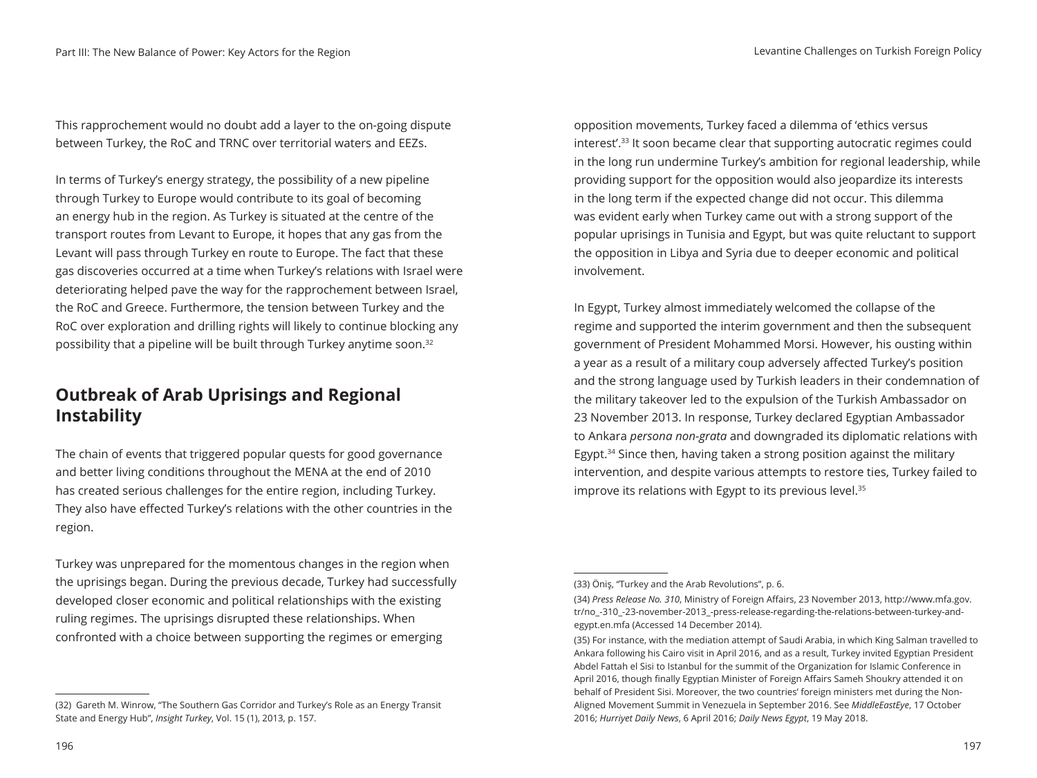This rapprochement would no doubt add a layer to the on-going dispute between Turkey, the RoC and TRNC over territorial waters and EEZs.

In terms of Turkey's energy strategy, the possibility of a new pipeline through Turkey to Europe would contribute to its goal of becoming an energy hub in the region. As Turkey is situated at the centre of the transport routes from Levant to Europe, it hopes that any gas from the Levant will pass through Turkey en route to Europe. The fact that these gas discoveries occurred at a time when Turkey's relations with Israel were deteriorating helped pave the way for the rapprochement between Israel, the RoC and Greece. Furthermore, the tension between Turkey and the RoC over exploration and drilling rights will likely to continue blocking any possibility that a pipeline will be built through Turkey anytime soon.[32]

## Outbreak of Arab Uprisings and Regional Instability

The chain of events that triggered popular quests for good governance and better living conditions throughout the MENA at the end of 2010 has created serious challenges for the entire region, including Turkey. They also have effected Turkey's relations with the other countries in the region.

Turkey was unprepared for the momentous changes in the region when the uprisings began. During the previous decade, Turkey had successfully developed closer economic and political relationships with the existing ruling regimes. The uprisings disrupted these relationships. When confronted with a choice between supporting the regimes or emerging opposition movements, Turkey faced a dilemma of 'ethics versus interest'.[33] It soon became clear that supporting autocratic regimes could in the long run undermine Turkey's ambition for regional leadership, while providing support for the opposition would also jeopardize its interests in the long term if the expected change did not occur. This dilemma was evident early when Turkey came out with a strong support of the popular uprisings in Tunisia and Egypt, but was quite reluctant to support the opposition in Libya and Syria due to deeper economic and political involvement.

In Egypt, Turkey almost immediately welcomed the collapse of the regime and supported the interim government and then the subsequent government of President Mohammed Morsi. However, his ousting within a year as a result of a military coup adversely affected Turkey's position and the strong language used by Turkish leaders in their condemnation of the military takeover led to the expulsion of the Turkish Ambassador on 23 November 2013. In response, Turkey declared Egyptian Ambassador to Ankara *persona non-grata* and downgraded its diplomatic relations with Egypt.[34] Since then, having taken a strong position against the military intervention, and despite various attempts to restore ties, Turkey failed to improve its relations with Egypt to its previous level.[35]

---

(32) Gareth M. Winrow, "The Southern Gas Corridor and Turkey's Role as an Energy Transit State and Energy Hub", *Insight Turkey*, Vol. 15 (1), 2013, p. 157.

(33) Öniş, "Turkey and the Arab Revolutions", p. 6.

(34) *Press Release No. 310*, Ministry of Foreign Affairs, 23 November 2013, http://www.mfa.gov.tr/no_-310_-23-november-2013_-press-release-regarding-the-relations-between-turkey-and-egypt.en.mfa (Accessed 14 December 2014).

(35) For instance, with the mediation attempt of Saudi Arabia, in which King Salman travelled to Ankara following his Cairo visit in April 2016, and as a result, Turkey invited Egyptian President Abdel Fattah el Sisi to Istanbul for the summit of the Organization for Islamic Conference in April 2016, though finally Egyptian Minister of Foreign Affairs Sameh Shoukry attended it on behalf of President Sisi. Moreover, the two countries' foreign ministers met during the Non-Aligned Movement Summit in Venezuela in September 2016. See *MiddleEastEye*, 17 October 2016; *Hurriyet Daily News*, 6 April 2016; *Daily News Egypt*, 19 May 2018.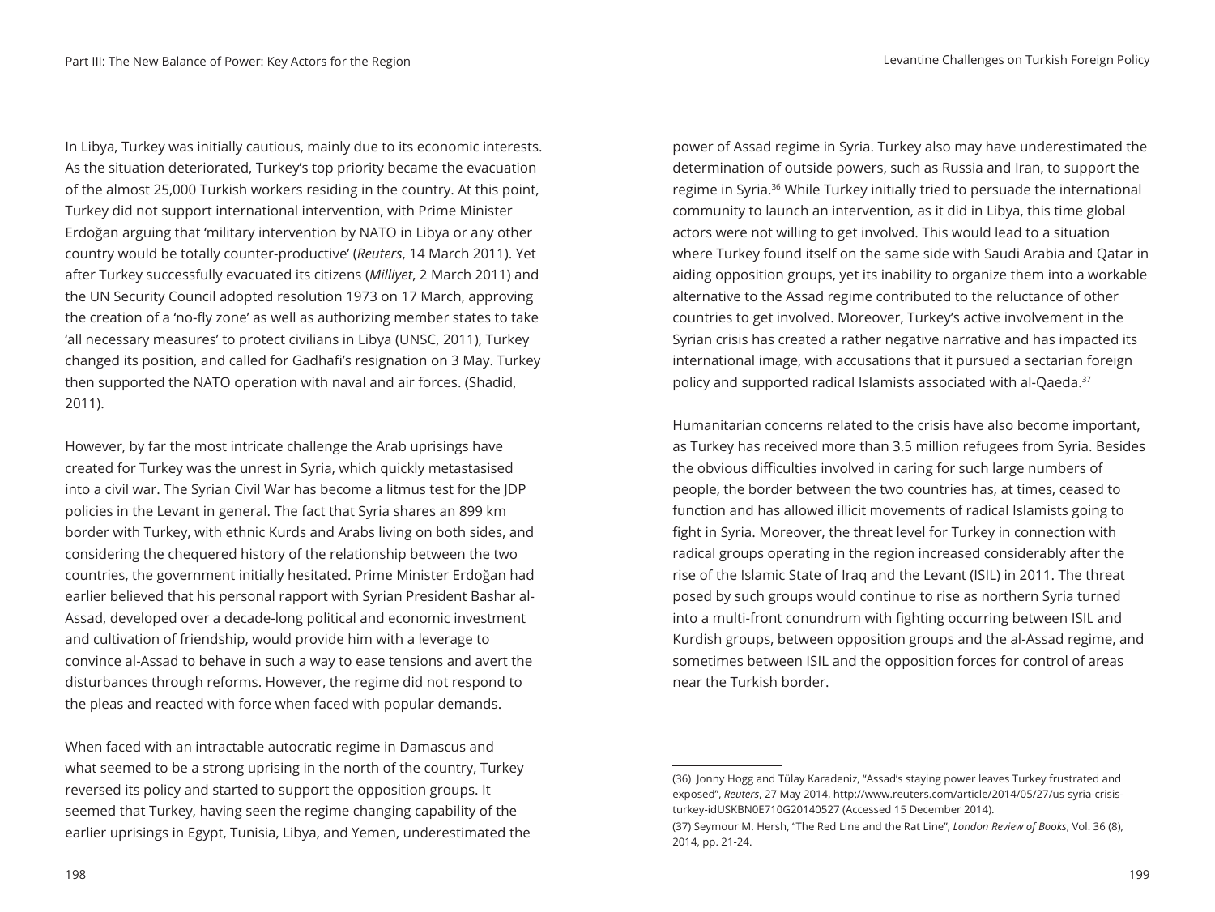In Libya, Turkey was initially cautious, mainly due to its economic interests. As the situation deteriorated, Turkey's top priority became the evacuation of the almost 25,000 Turkish workers residing in the country. At this point, Turkey did not support international intervention, with Prime Minister Erdoğan arguing that 'military intervention by NATO in Libya or any other country would be totally counter-productive' (*Reuters*, 14 March 2011). Yet after Turkey successfully evacuated its citizens (*Milliyet*, 2 March 2011) and the UN Security Council adopted resolution 1973 on 17 March, approving the creation of a 'no-fly zone' as well as authorizing member states to take 'all necessary measures' to protect civilians in Libya (UNSC, 2011), Turkey changed its position, and called for Gadhafi's resignation on 3 May. Turkey then supported the NATO operation with naval and air forces. (Shadid, 2011).

However, by far the most intricate challenge the Arab uprisings have created for Turkey was the unrest in Syria, which quickly metastasised into a civil war. The Syrian Civil War has become a litmus test for the JDP policies in the Levant in general. The fact that Syria shares an 899 km border with Turkey, with ethnic Kurds and Arabs living on both sides, and considering the chequered history of the relationship between the two countries, the government initially hesitated. Prime Minister Erdoğan had earlier believed that his personal rapport with Syrian President Bashar al-Assad, developed over a decade-long political and economic investment and cultivation of friendship, would provide him with a leverage to convince al-Assad to behave in such a way to ease tensions and avert the disturbances through reforms. However, the regime did not respond to the pleas and reacted with force when faced with popular demands.

When faced with an intractable autocratic regime in Damascus and what seemed to be a strong uprising in the north of the country, Turkey reversed its policy and started to support the opposition groups. It seemed that Turkey, having seen the regime changing capability of the earlier uprisings in Egypt, Tunisia, Libya, and Yemen, underestimated the power of Assad regime in Syria. Turkey also may have underestimated the determination of outside powers, such as Russia and Iran, to support the regime in Syria.[36] While Turkey initially tried to persuade the international community to launch an intervention, as it did in Libya, this time global actors were not willing to get involved. This would lead to a situation where Turkey found itself on the same side with Saudi Arabia and Qatar in aiding opposition groups, yet its inability to organize them into a workable alternative to the Assad regime contributed to the reluctance of other countries to get involved. Moreover, Turkey's active involvement in the Syrian crisis has created a rather negative narrative and has impacted its international image, with accusations that it pursued a sectarian foreign policy and supported radical Islamists associated with al-Qaeda.[37]

Humanitarian concerns related to the crisis have also become important, as Turkey has received more than 3.5 million refugees from Syria. Besides the obvious difficulties involved in caring for such large numbers of people, the border between the two countries has, at times, ceased to function and has allowed illicit movements of radical Islamists going to fight in Syria. Moreover, the threat level for Turkey in connection with radical groups operating in the region increased considerably after the rise of the Islamic State of Iraq and the Levant (ISIL) in 2011. The threat posed by such groups would continue to rise as northern Syria turned into a multi-front conundrum with fighting occurring between ISIL and Kurdish groups, between opposition groups and the al-Assad regime, and sometimes between ISIL and the opposition forces for control of areas near the Turkish border.

---

(36) Jonny Hogg and Tülay Karadeniz, "Assad's staying power leaves Turkey frustrated and exposed", *Reuters*, 27 May 2014, http://www.reuters.com/article/2014/05/27/us-syria-crisis-turkey-idUSKBN0E710G20140527 (Accessed 15 December 2014).

(37) Seymour M. Hersh, "The Red Line and the Rat Line", *London Review of Books*, Vol. 36 (8), 2014, pp. 21-24.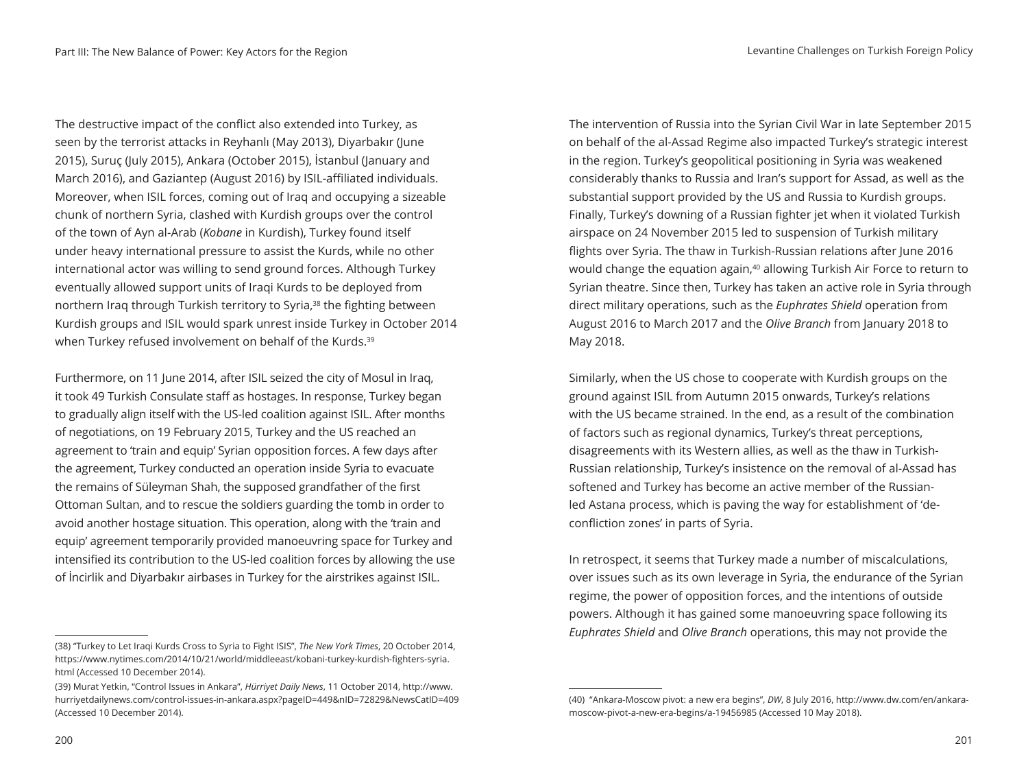The destructive impact of the conflict also extended into Turkey, as seen by the terrorist attacks in Reyhanlı (May 2013), Diyarbakır (June 2015), Suruç (July 2015), Ankara (October 2015), İstanbul (January and March 2016), and Gaziantep (August 2016) by ISIL-affiliated individuals. Moreover, when ISIL forces, coming out of Iraq and occupying a sizeable chunk of northern Syria, clashed with Kurdish groups over the control of the town of Ayn al-Arab (*Kobane* in Kurdish), Turkey found itself under heavy international pressure to assist the Kurds, while no other international actor was willing to send ground forces. Although Turkey eventually allowed support units of Iraqi Kurds to be deployed from northern Iraq through Turkish territory to Syria,[38] the fighting between Kurdish groups and ISIL would spark unrest inside Turkey in October 2014 when Turkey refused involvement on behalf of the Kurds.[39]

Furthermore, on 11 June 2014, after ISIL seized the city of Mosul in Iraq, it took 49 Turkish Consulate staff as hostages. In response, Turkey began to gradually align itself with the US-led coalition against ISIL. After months of negotiations, on 19 February 2015, Turkey and the US reached an agreement to 'train and equip' Syrian opposition forces. A few days after the agreement, Turkey conducted an operation inside Syria to evacuate the remains of Süleyman Shah, the supposed grandfather of the first Ottoman Sultan, and to rescue the soldiers guarding the tomb in order to avoid another hostage situation. This operation, along with the 'train and equip' agreement temporarily provided manoeuvring space for Turkey and intensified its contribution to the US-led coalition forces by allowing the use of İncirlik and Diyarbakır airbases in Turkey for the airstrikes against ISIL.

(38) "Turkey to Let Iraqi Kurds Cross to Syria to Fight ISIS", *The New York Times*, 20 October 2014, https://www.nytimes.com/2014/10/21/world/middleeast/kobani-turkey-kurdish-fighters-syria.html (Accessed 10 December 2014).

(39) Murat Yetkin, "Control Issues in Ankara", *Hürriyet Daily News*, 11 October 2014, http://www.hurriyetdailynews.com/control-issues-in-ankara.aspx?pageID=449&nID=72829&NewsCatID=409 (Accessed 10 December 2014).

The intervention of Russia into the Syrian Civil War in late September 2015 on behalf of the al-Assad Regime also impacted Turkey's strategic interest in the region. Turkey's geopolitical positioning in Syria was weakened considerably thanks to Russia and Iran's support for Assad, as well as the substantial support provided by the US and Russia to Kurdish groups. Finally, Turkey's downing of a Russian fighter jet when it violated Turkish airspace on 24 November 2015 led to suspension of Turkish military flights over Syria. The thaw in Turkish-Russian relations after June 2016 would change the equation again,[40] allowing Turkish Air Force to return to Syrian theatre. Since then, Turkey has taken an active role in Syria through direct military operations, such as the *Euphrates Shield* operation from August 2016 to March 2017 and the *Olive Branch* from January 2018 to May 2018.

Similarly, when the US chose to cooperate with Kurdish groups on the ground against ISIL from Autumn 2015 onwards, Turkey's relations with the US became strained. In the end, as a result of the combination of factors such as regional dynamics, Turkey's threat perceptions, disagreements with its Western allies, as well as the thaw in Turkish-Russian relationship, Turkey's insistence on the removal of al-Assad has softened and Turkey has become an active member of the Russian-led Astana process, which is paving the way for establishment of 'de-confliction zones' in parts of Syria.

In retrospect, it seems that Turkey made a number of miscalculations, over issues such as its own leverage in Syria, the endurance of the Syrian regime, the power of opposition forces, and the intentions of outside powers. Although it has gained some manoeuvring space following its *Euphrates Shield* and *Olive Branch* operations, this may not provide the

(40) "Ankara-Moscow pivot: a new era begins", *DW*, 8 July 2016, http://www.dw.com/en/ankara-moscow-pivot-a-new-era-begins/a-19456985 (Accessed 10 May 2018).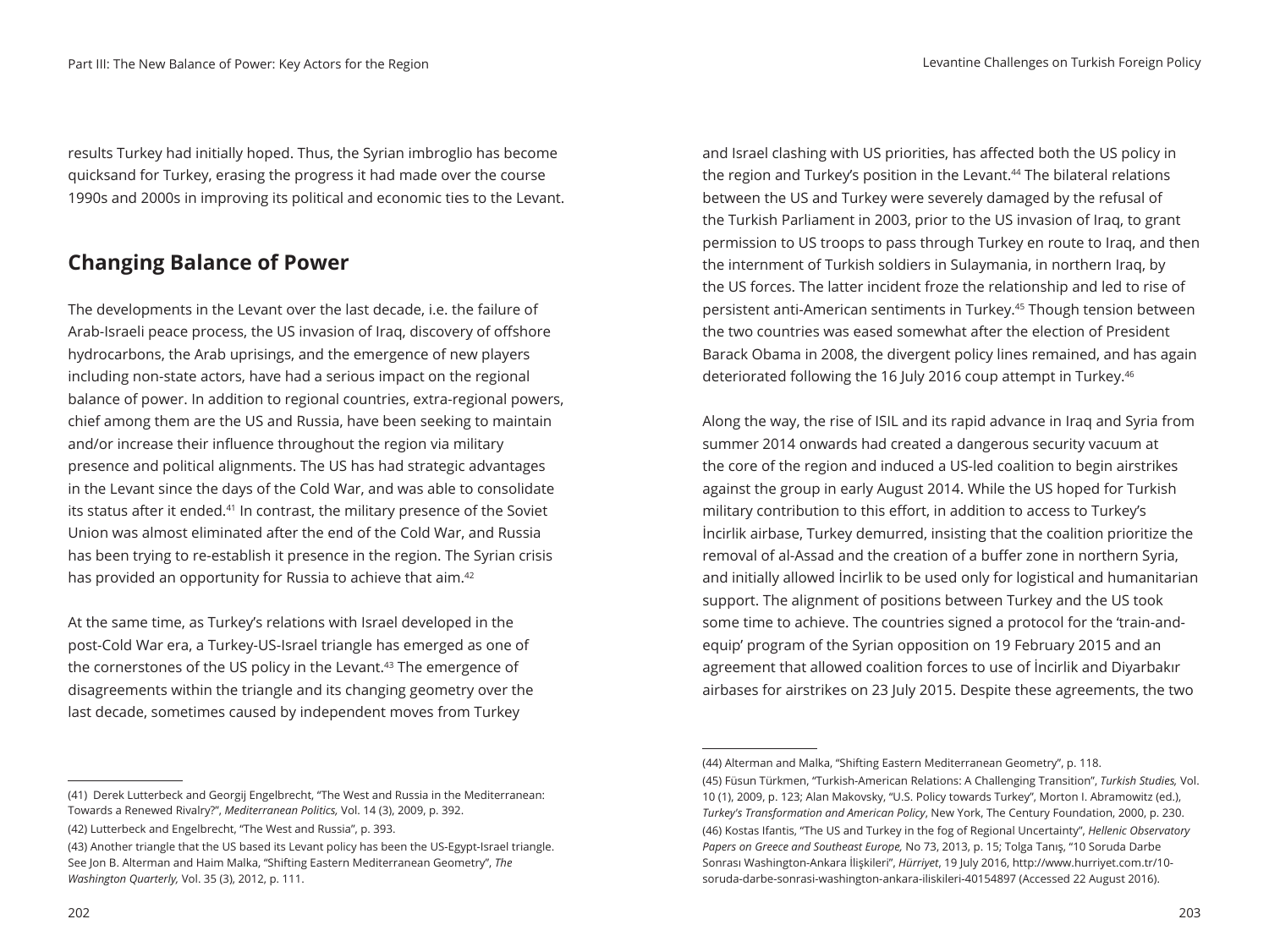results Turkey had initially hoped. Thus, the Syrian imbroglio has become quicksand for Turkey, erasing the progress it had made over the course 1990s and 2000s in improving its political and economic ties to the Levant.

## Changing Balance of Power

The developments in the Levant over the last decade, i.e. the failure of Arab-Israeli peace process, the US invasion of Iraq, discovery of offshore hydrocarbons, the Arab uprisings, and the emergence of new players including non-state actors, have had a serious impact on the regional balance of power. In addition to regional countries, extra-regional powers, chief among them are the US and Russia, have been seeking to maintain and/or increase their influence throughout the region via military presence and political alignments. The US has had strategic advantages in the Levant since the days of the Cold War, and was able to consolidate its status after it ended.[41] In contrast, the military presence of the Soviet Union was almost eliminated after the end of the Cold War, and Russia has been trying to re-establish it presence in the region. The Syrian crisis has provided an opportunity for Russia to achieve that aim.[42]

At the same time, as Turkey's relations with Israel developed in the post-Cold War era, a Turkey-US-Israel triangle has emerged as one of the cornerstones of the US policy in the Levant.[43] The emergence of disagreements within the triangle and its changing geometry over the last decade, sometimes caused by independent moves from Turkey and Israel clashing with US priorities, has affected both the US policy in the region and Turkey's position in the Levant.[44] The bilateral relations between the US and Turkey were severely damaged by the refusal of the Turkish Parliament in 2003, prior to the US invasion of Iraq, to grant permission to US troops to pass through Turkey en route to Iraq, and then the internment of Turkish soldiers in Sulaymania, in northern Iraq, by the US forces. The latter incident froze the relationship and led to rise of persistent anti-American sentiments in Turkey.[45] Though tension between the two countries was eased somewhat after the election of President Barack Obama in 2008, the divergent policy lines remained, and has again deteriorated following the 16 July 2016 coup attempt in Turkey.[46]

Along the way, the rise of ISIL and its rapid advance in Iraq and Syria from summer 2014 onwards had created a dangerous security vacuum at the core of the region and induced a US-led coalition to begin airstrikes against the group in early August 2014. While the US hoped for Turkish military contribution to this effort, in addition to access to Turkey's İncirlik airbase, Turkey demurred, insisting that the coalition prioritize the removal of al-Assad and the creation of a buffer zone in northern Syria, and initially allowed İncirlik to be used only for logistical and humanitarian support. The alignment of positions between Turkey and the US took some time to achieve. The countries signed a protocol for the 'train-and-equip' program of the Syrian opposition on 19 February 2015 and an agreement that allowed coalition forces to use of İncirlik and Diyarbakır airbases for airstrikes on 23 July 2015. Despite these agreements, the two

---

(41) Derek Lutterbeck and Georgij Engelbrecht, "The West and Russia in the Mediterranean: Towards a Renewed Rivalry?", *Mediterranean Politics,* Vol. 14 (3), 2009, p. 392.

(42) Lutterbeck and Engelbrecht, "The West and Russia", p. 393.

(43) Another triangle that the US based its Levant policy has been the US-Egypt-Israel triangle. See Jon B. Alterman and Haim Malka, "Shifting Eastern Mediterranean Geometry", *The Washington Quarterly,* Vol. 35 (3), 2012, p. 111.

(44) Alterman and Malka, "Shifting Eastern Mediterranean Geometry", p. 118.

(45) Füsun Türkmen, "Turkish-American Relations: A Challenging Transition", *Turkish Studies,* Vol. 10 (1), 2009, p. 123; Alan Makovsky, "U.S. Policy towards Turkey", Morton I. Abramowitz (ed.), *Turkey's Transformation and American Policy*, New York, The Century Foundation, 2000, p. 230.

(46) Kostas Ifantis, "The US and Turkey in the fog of Regional Uncertainty", *Hellenic Observatory Papers on Greece and Southeast Europe,* No 73, 2013, p. 15; Tolga Tanış, "10 Soruda Darbe Sonrası Washington-Ankara İlişkileri", *Hürriyet*, 19 July 2016, http://www.hurriyet.com.tr/10-soruda-darbe-sonrasi-washington-ankara-iliskileri-40154897 (Accessed 22 August 2016).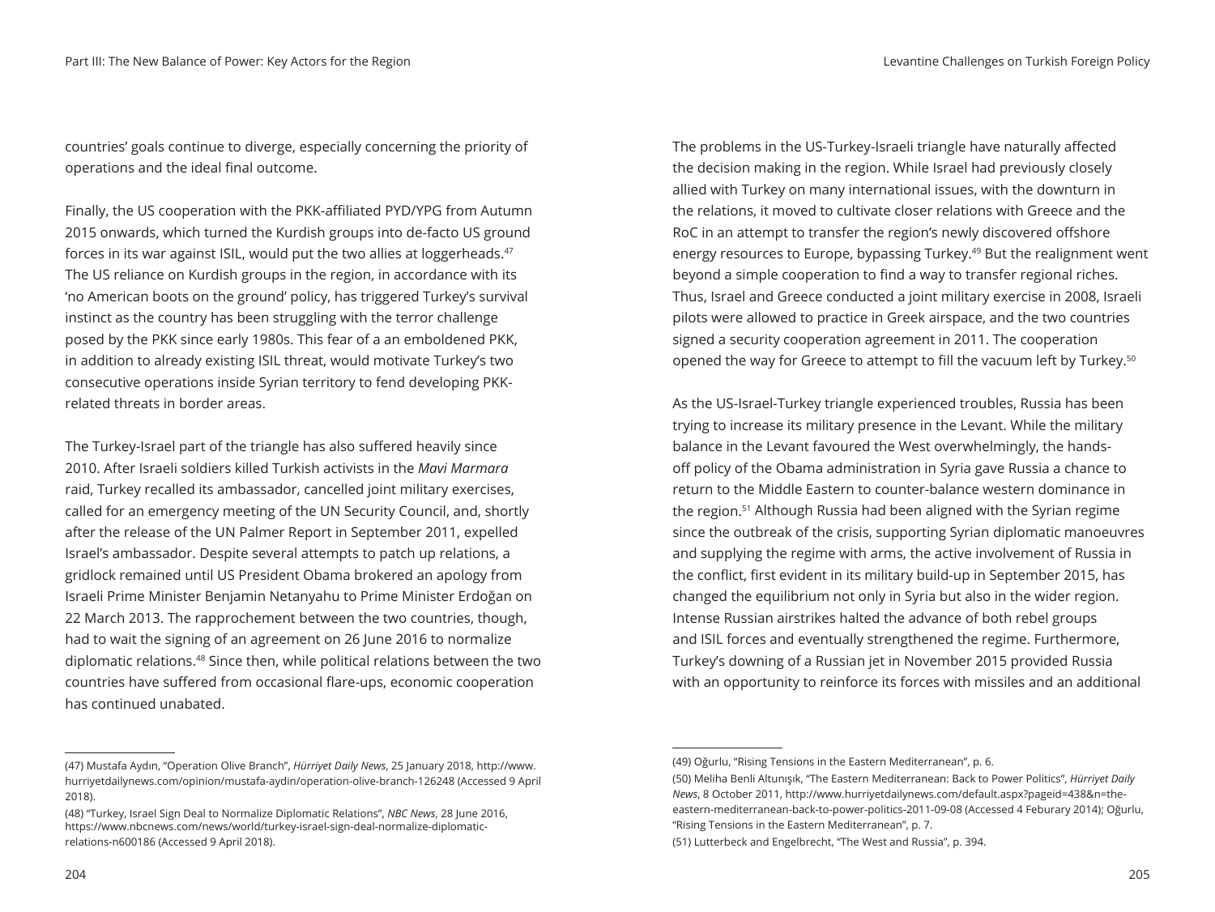countries' goals continue to diverge, especially concerning the priority of operations and the ideal final outcome.

Finally, the US cooperation with the PKK-affiliated PYD/YPG from Autumn 2015 onwards, which turned the Kurdish groups into de-facto US ground forces in its war against ISIL, would put the two allies at loggerheads.[47] The US reliance on Kurdish groups in the region, in accordance with its 'no American boots on the ground' policy, has triggered Turkey's survival instinct as the country has been struggling with the terror challenge posed by the PKK since early 1980s. This fear of a an emboldened PKK, in addition to already existing ISIL threat, would motivate Turkey's two consecutive operations inside Syrian territory to fend developing PKK-related threats in border areas.

The Turkey-Israel part of the triangle has also suffered heavily since 2010. After Israeli soldiers killed Turkish activists in the *Mavi Marmara* raid, Turkey recalled its ambassador, cancelled joint military exercises, called for an emergency meeting of the UN Security Council, and, shortly after the release of the UN Palmer Report in September 2011, expelled Israel's ambassador. Despite several attempts to patch up relations, a gridlock remained until US President Obama brokered an apology from Israeli Prime Minister Benjamin Netanyahu to Prime Minister Erdoğan on 22 March 2013. The rapprochement between the two countries, though, had to wait the signing of an agreement on 26 June 2016 to normalize diplomatic relations.[48] Since then, while political relations between the two countries have suffered from occasional flare-ups, economic cooperation has continued unabated.

The problems in the US-Turkey-Israeli triangle have naturally affected the decision making in the region. While Israel had previously closely allied with Turkey on many international issues, with the downturn in the relations, it moved to cultivate closer relations with Greece and the RoC in an attempt to transfer the region's newly discovered offshore energy resources to Europe, bypassing Turkey.[49] But the realignment went beyond a simple cooperation to find a way to transfer regional riches. Thus, Israel and Greece conducted a joint military exercise in 2008, Israeli pilots were allowed to practice in Greek airspace, and the two countries signed a security cooperation agreement in 2011. The cooperation opened the way for Greece to attempt to fill the vacuum left by Turkey.[50]

As the US-Israel-Turkey triangle experienced troubles, Russia has been trying to increase its military presence in the Levant. While the military balance in the Levant favoured the West overwhelmingly, the hands-off policy of the Obama administration in Syria gave Russia a chance to return to the Middle Eastern to counter-balance western dominance in the region.[51] Although Russia had been aligned with the Syrian regime since the outbreak of the crisis, supporting Syrian diplomatic manoeuvres and supplying the regime with arms, the active involvement of Russia in the conflict, first evident in its military build-up in September 2015, has changed the equilibrium not only in Syria but also in the wider region. Intense Russian airstrikes halted the advance of both rebel groups and ISIL forces and eventually strengthened the regime. Furthermore, Turkey's downing of a Russian jet in November 2015 provided Russia with an opportunity to reinforce its forces with missiles and an additional

---

(47) Mustafa Aydın, "Operation Olive Branch", *Hürriyet Daily News*, 25 January 2018, http://www.hurriyetdailynews.com/opinion/mustafa-aydin/operation-olive-branch-126248 (Accessed 9 April 2018).

(48) "Turkey, Israel Sign Deal to Normalize Diplomatic Relations", *NBC News*, 28 June 2016, https://www.nbcnews.com/news/world/turkey-israel-sign-deal-normalize-diplomatic-relations-n600186 (Accessed 9 April 2018).

(49) Oğurlu, "Rising Tensions in the Eastern Mediterranean", p. 6.

(50) Meliha Benli Altunışık, "The Eastern Mediterranean: Back to Power Politics", *Hürriyet Daily News*, 8 October 2011, http://www.hurriyetdailynews.com/default.aspx?pageid=438&n=the-eastern-mediterranean-back-to-power-politics-2011-09-08 (Accessed 4 Feburary 2014); Oğurlu, "Rising Tensions in the Eastern Mediterranean", p. 7.

(51) Lutterbeck and Engelbrecht, "The West and Russia", p. 394.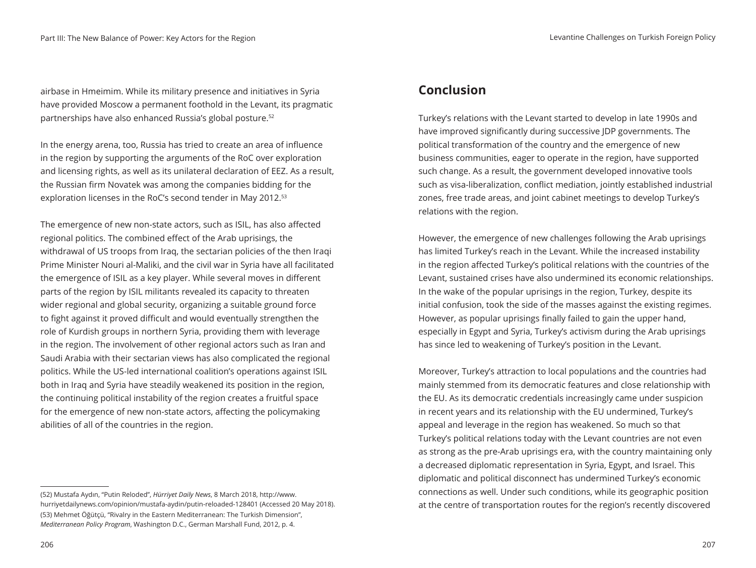airbase in Hmeimim. While its military presence and initiatives in Syria have provided Moscow a permanent foothold in the Levant, its pragmatic partnerships have also enhanced Russia's global posture.[52]

In the energy arena, too, Russia has tried to create an area of influence in the region by supporting the arguments of the RoC over exploration and licensing rights, as well as its unilateral declaration of EEZ. As a result, the Russian firm Novatek was among the companies bidding for the exploration licenses in the RoC's second tender in May 2012.[53]

The emergence of new non-state actors, such as ISIL, has also affected regional politics. The combined effect of the Arab uprisings, the withdrawal of US troops from Iraq, the sectarian policies of the then Iraqi Prime Minister Nouri al-Maliki, and the civil war in Syria have all facilitated the emergence of ISIL as a key player. While several moves in different parts of the region by ISIL militants revealed its capacity to threaten wider regional and global security, organizing a suitable ground force to fight against it proved difficult and would eventually strengthen the role of Kurdish groups in northern Syria, providing them with leverage in the region. The involvement of other regional actors such as Iran and Saudi Arabia with their sectarian views has also complicated the regional politics. While the US-led international coalition's operations against ISIL both in Iraq and Syria have steadily weakened its position in the region, the continuing political instability of the region creates a fruitful space for the emergence of new non-state actors, affecting the policymaking abilities of all of the countries in the region.

(52) Mustafa Aydın, "Putin Reloded", *Hürriyet Daily News*, 8 March 2018, http://www.hurriyetdailynews.com/opinion/mustafa-aydin/putin-reloaded-128401 (Accessed 20 May 2018).

(53) Mehmet Öğütçü, "Rivalry in the Eastern Mediterranean: The Turkish Dimension", *Mediterranean Policy Program*, Washington D.C., German Marshall Fund, 2012, p. 4.

## Conclusion

Turkey's relations with the Levant started to develop in late 1990s and have improved significantly during successive JDP governments. The political transformation of the country and the emergence of new business communities, eager to operate in the region, have supported such change. As a result, the government developed innovative tools such as visa-liberalization, conflict mediation, jointly established industrial zones, free trade areas, and joint cabinet meetings to develop Turkey's relations with the region.

However, the emergence of new challenges following the Arab uprisings has limited Turkey's reach in the Levant. While the increased instability in the region affected Turkey's political relations with the countries of the Levant, sustained crises have also undermined its economic relationships. In the wake of the popular uprisings in the region, Turkey, despite its initial confusion, took the side of the masses against the existing regimes. However, as popular uprisings finally failed to gain the upper hand, especially in Egypt and Syria, Turkey's activism during the Arab uprisings has since led to weakening of Turkey's position in the Levant.

Moreover, Turkey's attraction to local populations and the countries had mainly stemmed from its democratic features and close relationship with the EU. As its democratic credentials increasingly came under suspicion in recent years and its relationship with the EU undermined, Turkey's appeal and leverage in the region has weakened. So much so that Turkey's political relations today with the Levant countries are not even as strong as the pre-Arab uprisings era, with the country maintaining only a decreased diplomatic representation in Syria, Egypt, and Israel. This diplomatic and political disconnect has undermined Turkey's economic connections as well. Under such conditions, while its geographic position at the centre of transportation routes for the region's recently discovered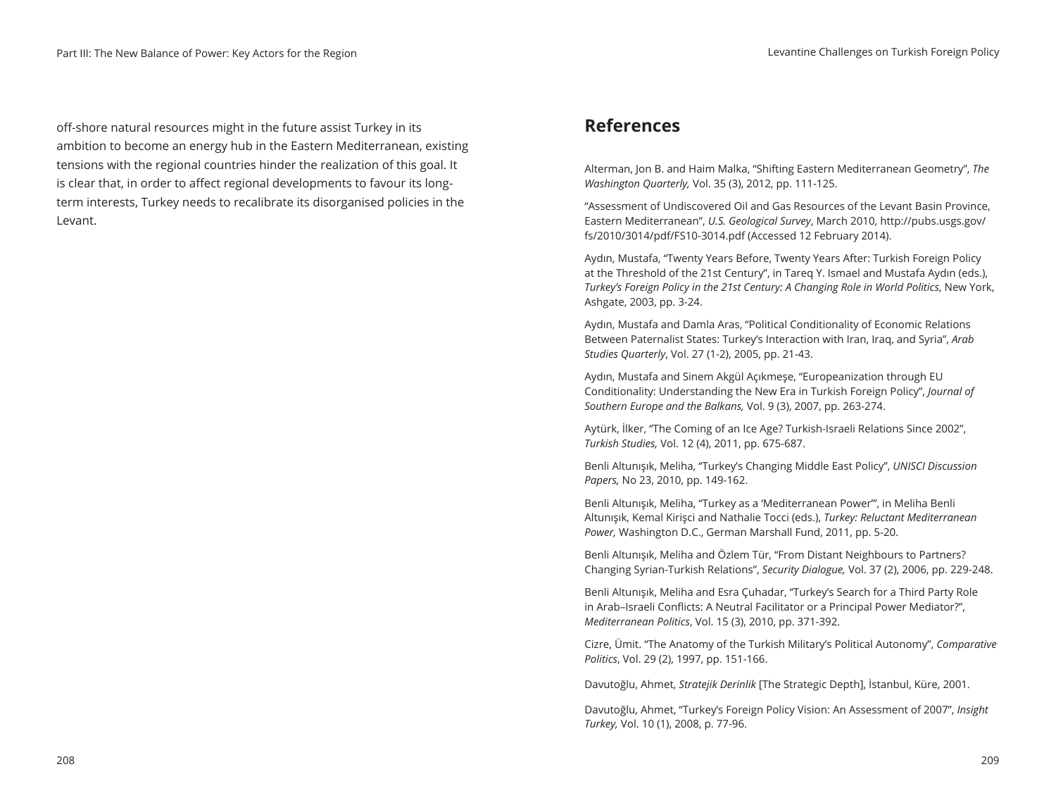off-shore natural resources might in the future assist Turkey in its ambition to become an energy hub in the Eastern Mediterranean, existing tensions with the regional countries hinder the realization of this goal. It is clear that, in order to affect regional developments to favour its long-term interests, Turkey needs to recalibrate its disorganised policies in the Levant.

## References

Alterman, Jon B. and Haim Malka, "Shifting Eastern Mediterranean Geometry", *The Washington Quarterly,* Vol. 35 (3), 2012, pp. 111-125.

"Assessment of Undiscovered Oil and Gas Resources of the Levant Basin Province, Eastern Mediterranean", *U.S. Geological Survey*, March 2010, http://pubs.usgs.gov/fs/2010/3014/pdf/FS10-3014.pdf (Accessed 12 February 2014).

Aydın, Mustafa, "Twenty Years Before, Twenty Years After: Turkish Foreign Policy at the Threshold of the 21st Century", in Tareq Y. Ismael and Mustafa Aydın (eds.), *Turkey's Foreign Policy in the 21st Century: A Changing Role in World Politics*, New York, Ashgate, 2003, pp. 3-24.

Aydın, Mustafa and Damla Aras, "Political Conditionality of Economic Relations Between Paternalist States: Turkey's Interaction with Iran, Iraq, and Syria", *Arab Studies Quarterly*, Vol. 27 (1-2), 2005, pp. 21-43.

Aydın, Mustafa and Sinem Akgül Açıkmeşe, "Europeanization through EU Conditionality: Understanding the New Era in Turkish Foreign Policy", *Journal of Southern Europe and the Balkans,* Vol. 9 (3), 2007, pp. 263-274.

Aytürk, İlker, "The Coming of an Ice Age? Turkish-Israeli Relations Since 2002", *Turkish Studies,* Vol. 12 (4), 2011, pp. 675-687.

Benli Altunışık, Meliha, "Turkey's Changing Middle East Policy", *UNISCI Discussion Papers,* No 23, 2010, pp. 149-162.

Benli Altunışık, Meliha, "Turkey as a 'Mediterranean Power'", in Meliha Benli Altunışık, Kemal Kirişci and Nathalie Tocci (eds.), *Turkey: Reluctant Mediterranean Power,* Washington D.C., German Marshall Fund, 2011, pp. 5-20.

Benli Altunışık, Meliha and Özlem Tür, "From Distant Neighbours to Partners? Changing Syrian-Turkish Relations", *Security Dialogue,* Vol. 37 (2), 2006, pp. 229-248.

Benli Altunışık, Meliha and Esra Çuhadar, "Turkey's Search for a Third Party Role in Arab–Israeli Conflicts: A Neutral Facilitator or a Principal Power Mediator?", *Mediterranean Politics*, Vol. 15 (3), 2010, pp. 371-392.

Cizre, Ümit. "The Anatomy of the Turkish Military's Political Autonomy", *Comparative Politics*, Vol. 29 (2), 1997, pp. 151-166.

Davutoğlu, Ahmet, *Stratejik Derinlik* [The Strategic Depth], İstanbul, Küre, 2001.

Davutoğlu, Ahmet, "Turkey's Foreign Policy Vision: An Assessment of 2007", *Insight Turkey,* Vol. 10 (1), 2008, p. 77-96.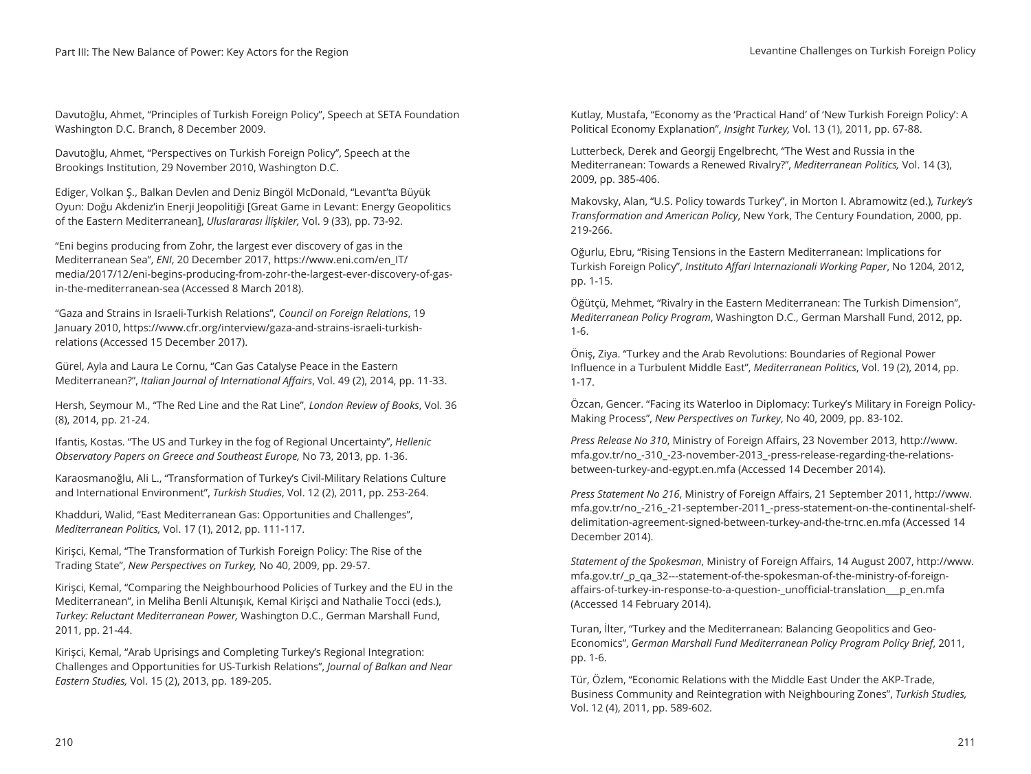Davutoğlu, Ahmet, "Principles of Turkish Foreign Policy", Speech at SETA Foundation Washington D.C. Branch, 8 December 2009.

Davutoğlu, Ahmet, "Perspectives on Turkish Foreign Policy", Speech at the Brookings Institution, 29 November 2010, Washington D.C.

Ediger, Volkan Ş., Balkan Devlen and Deniz Bingöl McDonald, "Levant'ta Büyük Oyun: Doğu Akdeniz'in Enerji Jeopolitiği [Great Game in Levant: Energy Geopolitics of the Eastern Mediterranean], *Uluslararası İlişkiler,* Vol. 9 (33), pp. 73-92.

"Eni begins producing from Zohr, the largest ever discovery of gas in the Mediterranean Sea", *ENI*, 20 December 2017, https://www.eni.com/en_IT/media/2017/12/eni-begins-producing-from-zohr-the-largest-ever-discovery-of-gas-in-the-mediterranean-sea (Accessed 8 March 2018).

"Gaza and Strains in Israeli-Turkish Relations", *Council on Foreign Relations*, 19 January 2010, https://www.cfr.org/interview/gaza-and-strains-israeli-turkish-relations (Accessed 15 December 2017).

Gürel, Ayla and Laura Le Cornu, "Can Gas Catalyse Peace in the Eastern Mediterranean?", *Italian Journal of International Affairs*, Vol. 49 (2), 2014, pp. 11-33.

Hersh, Seymour M., "The Red Line and the Rat Line", *London Review of Books*, Vol. 36 (8), 2014, pp. 21-24.

Ifantis, Kostas. "The US and Turkey in the fog of Regional Uncertainty", *Hellenic Observatory Papers on Greece and Southeast Europe,* No 73, 2013, pp. 1-36.

Karaosmanoğlu, Ali L., "Transformation of Turkey's Civil-Military Relations Culture and International Environment", *Turkish Studies*, Vol. 12 (2), 2011, pp. 253-264.

Khadduri, Walid, "East Mediterranean Gas: Opportunities and Challenges", *Mediterranean Politics,* Vol. 17 (1), 2012, pp. 111-117.

Kirişci, Kemal, "The Transformation of Turkish Foreign Policy: The Rise of the Trading State", *New Perspectives on Turkey,* No 40, 2009, pp. 29-57.

Kirişci, Kemal, "Comparing the Neighbourhood Policies of Turkey and the EU in the Mediterranean", in Meliha Benli Altunışık, Kemal Kirişci and Nathalie Tocci (eds.), *Turkey: Reluctant Mediterranean Power,* Washington D.C., German Marshall Fund, 2011, pp. 21-44.

Kirişci, Kemal, "Arab Uprisings and Completing Turkey's Regional Integration: Challenges and Opportunities for US-Turkish Relations", *Journal of Balkan and Near Eastern Studies,* Vol. 15 (2), 2013, pp. 189-205.

Kutlay, Mustafa, "Economy as the 'Practical Hand' of 'New Turkish Foreign Policy': A Political Economy Explanation", *Insight Turkey,* Vol. 13 (1), 2011, pp. 67-88.

Lutterbeck, Derek and Georgij Engelbrecht, "The West and Russia in the Mediterranean: Towards a Renewed Rivalry?", *Mediterranean Politics,* Vol. 14 (3), 2009, pp. 385-406.

Makovsky, Alan, "U.S. Policy towards Turkey", in Morton I. Abramowitz (ed.), *Turkey's Transformation and American Policy*, New York, The Century Foundation, 2000, pp. 219-266.

Oğurlu, Ebru, "Rising Tensions in the Eastern Mediterranean: Implications for Turkish Foreign Policy", *Instituto Affari Internazionali Working Paper*, No 1204, 2012, pp. 1-15.

Öğütçü, Mehmet, "Rivalry in the Eastern Mediterranean: The Turkish Dimension", *Mediterranean Policy Program*, Washington D.C., German Marshall Fund, 2012, pp. 1-6.

Öniş, Ziya. "Turkey and the Arab Revolutions: Boundaries of Regional Power Influence in a Turbulent Middle East", *Mediterranean Politics*, Vol. 19 (2), 2014, pp. 1-17.

Özcan, Gencer. "Facing its Waterloo in Diplomacy: Turkey's Military in Foreign Policy-Making Process", *New Perspectives on Turkey*, No 40, 2009, pp. 83-102.

*Press Release No 310*, Ministry of Foreign Affairs, 23 November 2013, http://www.mfa.gov.tr/no_-310_-23-november-2013_-press-release-regarding-the-relations-between-turkey-and-egypt.en.mfa (Accessed 14 December 2014).

*Press Statement No 216*, Ministry of Foreign Affairs, 21 September 2011, http://www.mfa.gov.tr/no_-216_-21-september-2011_-press-statement-on-the-continental-shelf-delimitation-agreement-signed-between-turkey-and-the-trnc.en.mfa (Accessed 14 December 2014).

*Statement of the Spokesman*, Ministry of Foreign Affairs, 14 August 2007, http://www.mfa.gov.tr/_p_qa_32---statement-of-the-spokesman-of-the-ministry-of-foreign-affairs-of-turkey-in-response-to-a-question-_unofficial-translation___p_en.mfa (Accessed 14 February 2014).

Turan, İlter, "Turkey and the Mediterranean: Balancing Geopolitics and Geo-Economics", *German Marshall Fund Mediterranean Policy Program Policy Brief*, 2011, pp. 1-6.

Tür, Özlem, "Economic Relations with the Middle East Under the AKP-Trade, Business Community and Reintegration with Neighbouring Zones", *Turkish Studies,* Vol. 12 (4), 2011, pp. 589-602.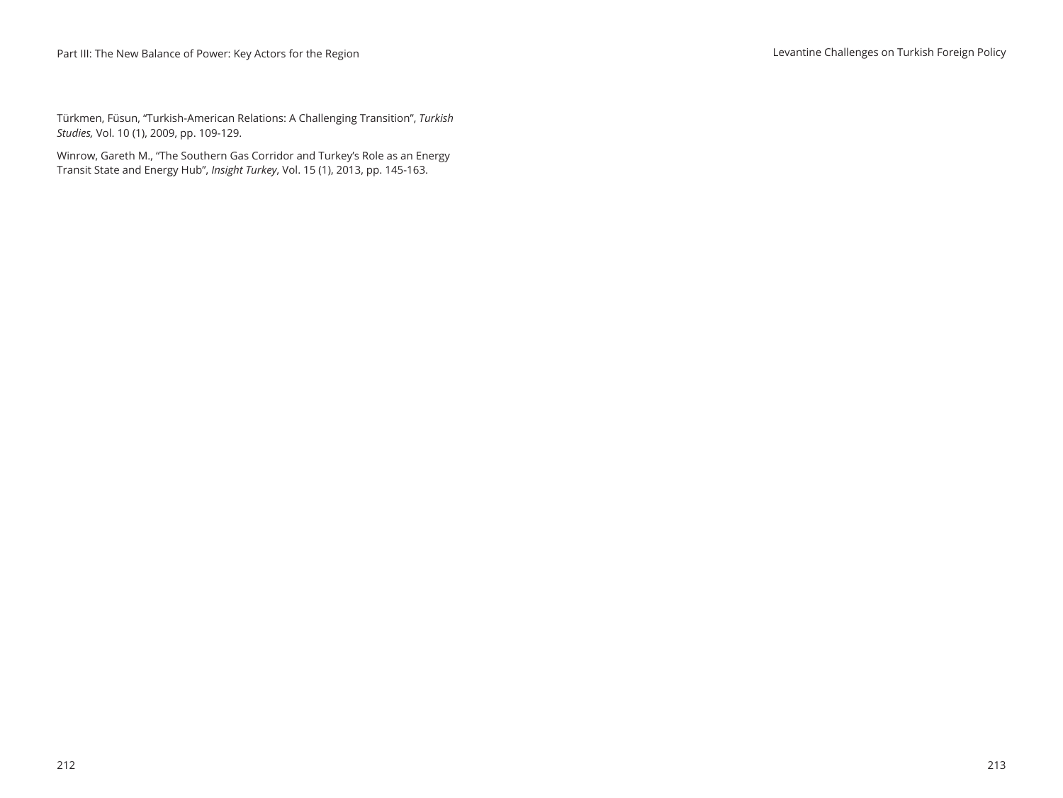Türkmen, Füsun, "Turkish-American Relations: A Challenging Transition", *Turkish Studies,* Vol. 10 (1), 2009, pp. 109-129.

Winrow, Gareth M., "The Southern Gas Corridor and Turkey's Role as an Energy Transit State and Energy Hub", *Insight Turkey*, Vol. 15 (1), 2013, pp. 145-163.